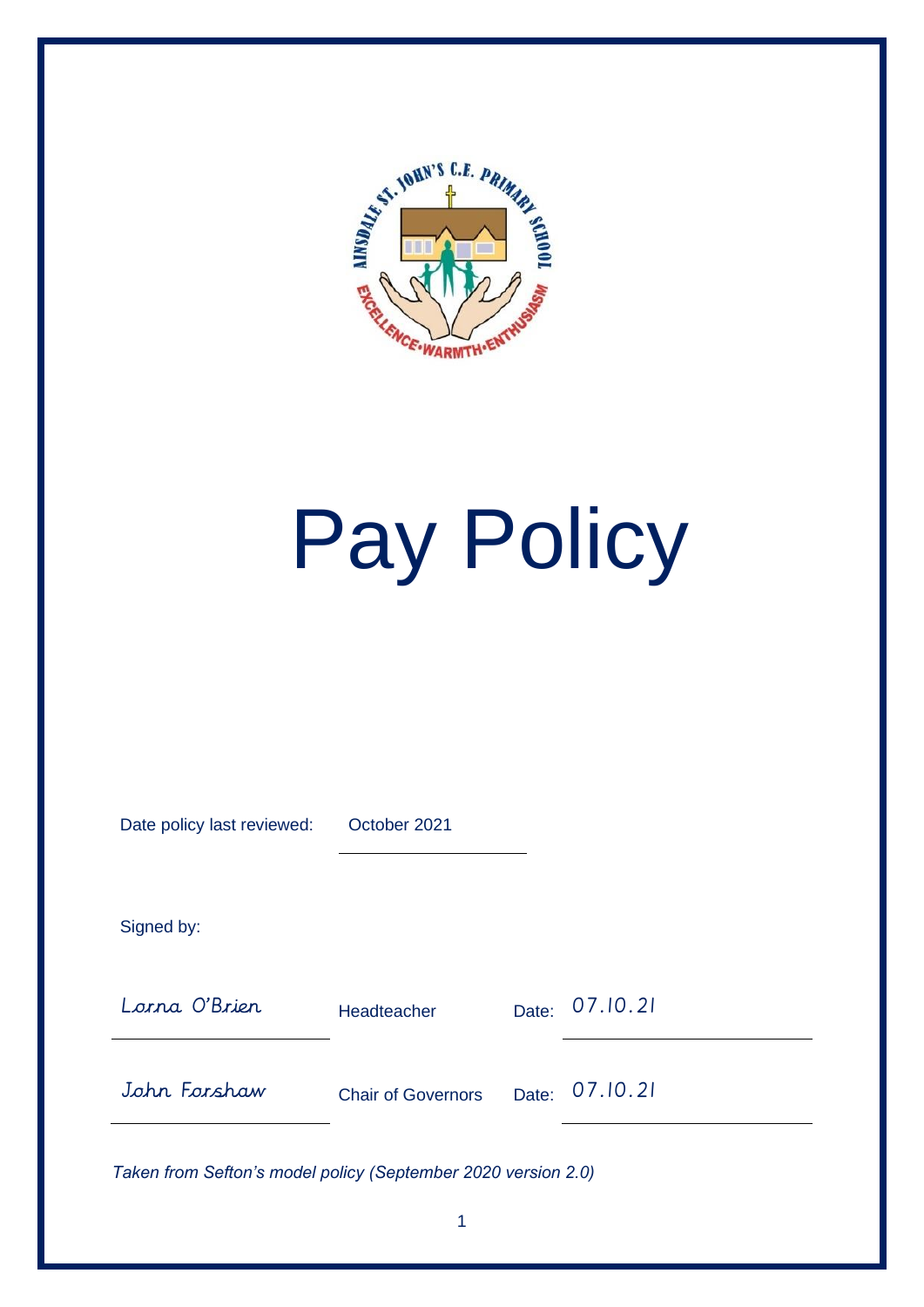# Pay Policy

Date policy last reviewed: October 2021

Signed by:

| | | | |
|---|---|---|---|
| Lorna O'Brien | Headteacher | Date: | 07.10.21 |
| John Forshaw | Chair of Governors | Date: | 07.10.21 |

*Taken from Sefton's model policy (September 2020 version 2.0)*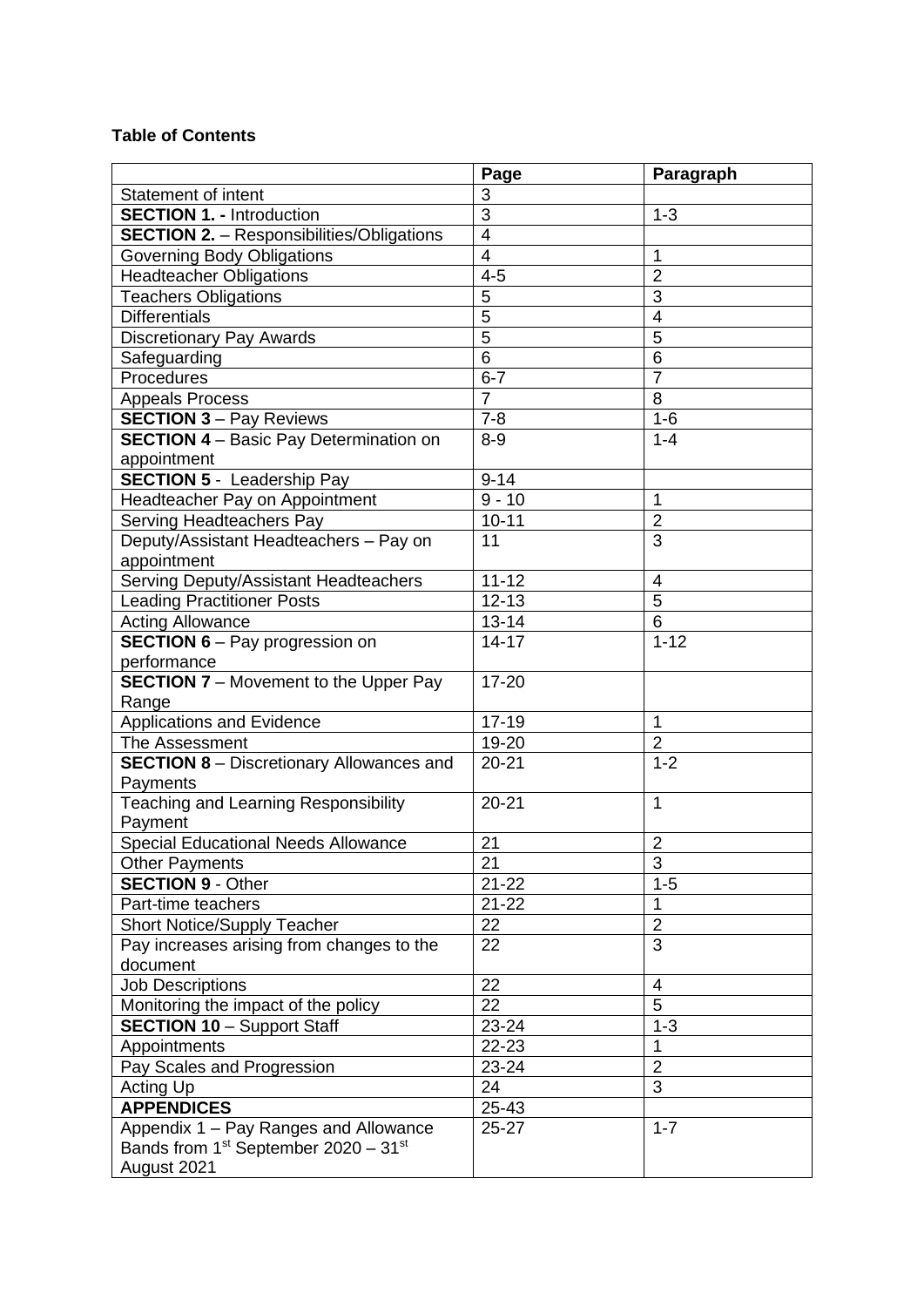**Table of Contents**

| | Page | Paragraph |
|---|---|---|
| Statement of intent | 3 | |
| **SECTION 1. -** Introduction | 3 | 1-3 |
| **SECTION 2.** – Responsibilities/Obligations | 4 | |
| Governing Body Obligations | 4 | 1 |
| Headteacher Obligations | 4-5 | 2 |
| Teachers Obligations | 5 | 3 |
| Differentials | 5 | 4 |
| Discretionary Pay Awards | 5 | 5 |
| Safeguarding | 6 | 6 |
| Procedures | 6-7 | 7 |
| Appeals Process | 7 | 8 |
| **SECTION 3** – Pay Reviews | 7-8 | 1-6 |
| **SECTION 4** – Basic Pay Determination on appointment | 8-9 | 1-4 |
| **SECTION 5** - Leadership Pay | 9-14 | |
| Headteacher Pay on Appointment | 9 - 10 | 1 |
| Serving Headteachers Pay | 10-11 | 2 |
| Deputy/Assistant Headteachers – Pay on appointment | 11 | 3 |
| Serving Deputy/Assistant Headteachers | 11-12 | 4 |
| Leading Practitioner Posts | 12-13 | 5 |
| Acting Allowance | 13-14 | 6 |
| **SECTION 6** – Pay progression on performance | 14-17 | 1-12 |
| **SECTION 7** – Movement to the Upper Pay Range | 17-20 | |
| Applications and Evidence | 17-19 | 1 |
| The Assessment | 19-20 | 2 |
| **SECTION 8** – Discretionary Allowances and Payments | 20-21 | 1-2 |
| Teaching and Learning Responsibility Payment | 20-21 | 1 |
| Special Educational Needs Allowance | 21 | 2 |
| Other Payments | 21 | 3 |
| **SECTION 9** - Other | 21-22 | 1-5 |
| Part-time teachers | 21-22 | 1 |
| Short Notice/Supply Teacher | 22 | 2 |
| Pay increases arising from changes to the document | 22 | 3 |
| Job Descriptions | 22 | 4 |
| Monitoring the impact of the policy | 22 | 5 |
| **SECTION 10** – Support Staff | 23-24 | 1-3 |
| Appointments | 22-23 | 1 |
| Pay Scales and Progression | 23-24 | 2 |
| Acting Up | 24 | 3 |
| **APPENDICES** | 25-43 | |
| Appendix 1 – Pay Ranges and Allowance Bands from 1st September 2020 – 31st August 2021 | 25-27 | 1-7 |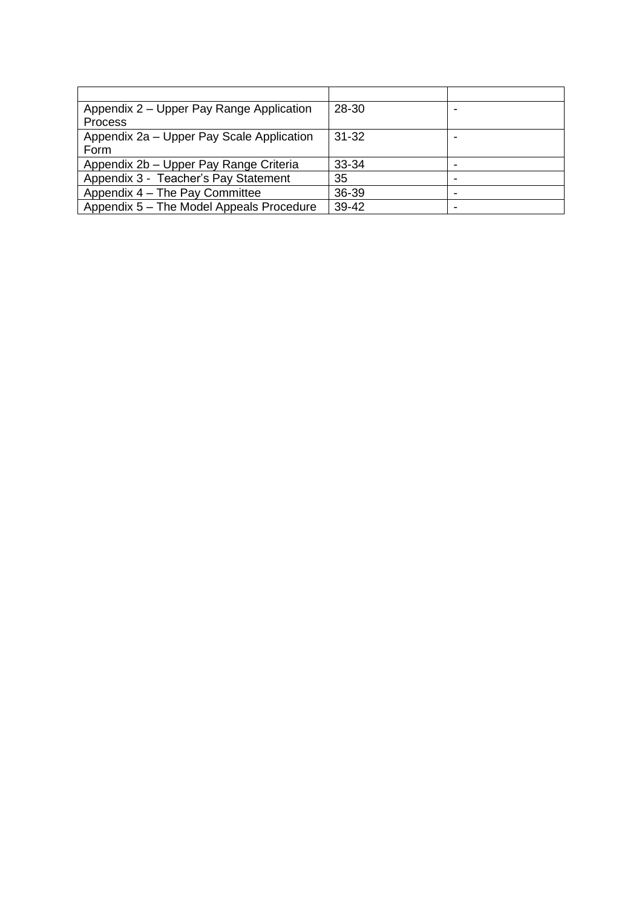| | | |
|---|---|---|
| Appendix 2 – Upper Pay Range Application Process | 28-30 | - |
| Appendix 2a – Upper Pay Scale Application Form | 31-32 | - |
| Appendix 2b – Upper Pay Range Criteria | 33-34 | - |
| Appendix 3 - Teacher's Pay Statement | 35 | - |
| Appendix 4 – The Pay Committee | 36-39 | - |
| Appendix 5 – The Model Appeals Procedure | 39-42 | - |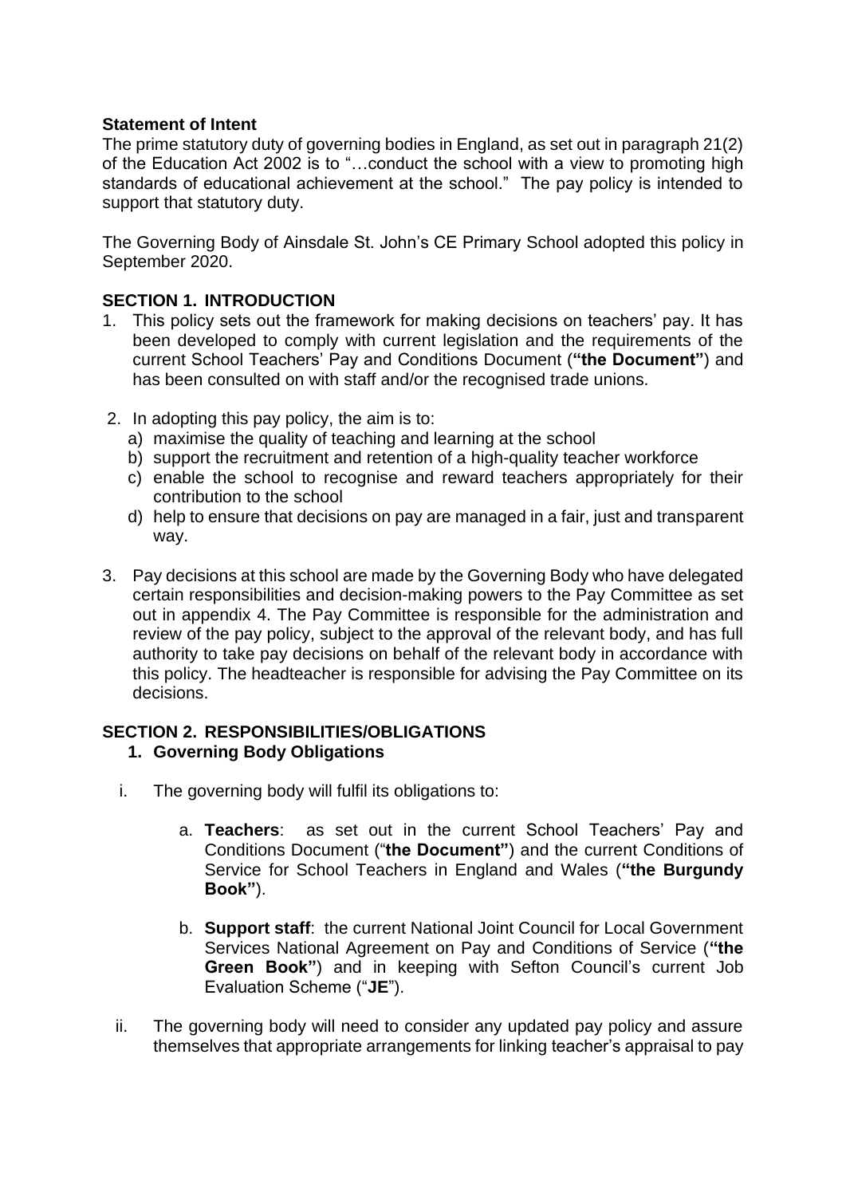**Statement of Intent**

The prime statutory duty of governing bodies in England, as set out in paragraph 21(2) of the Education Act 2002 is to "…conduct the school with a view to promoting high standards of educational achievement at the school." The pay policy is intended to support that statutory duty.

The Governing Body of Ainsdale St. John's CE Primary School adopted this policy in September 2020.

## SECTION 1. INTRODUCTION

1. This policy sets out the framework for making decisions on teachers' pay. It has been developed to comply with current legislation and the requirements of the current School Teachers' Pay and Conditions Document (**"the Document"**) and has been consulted on with staff and/or the recognised trade unions.

2. In adopting this pay policy, the aim is to:
   a) maximise the quality of teaching and learning at the school
   b) support the recruitment and retention of a high-quality teacher workforce
   c) enable the school to recognise and reward teachers appropriately for their contribution to the school
   d) help to ensure that decisions on pay are managed in a fair, just and transparent way.

3. Pay decisions at this school are made by the Governing Body who have delegated certain responsibilities and decision-making powers to the Pay Committee as set out in appendix 4. The Pay Committee is responsible for the administration and review of the pay policy, subject to the approval of the relevant body, and has full authority to take pay decisions on behalf of the relevant body in accordance with this policy. The headteacher is responsible for advising the Pay Committee on its decisions.

## SECTION 2. RESPONSIBILITIES/OBLIGATIONS

### 1. Governing Body Obligations

i. The governing body will fulfil its obligations to:

   a. **Teachers**: as set out in the current School Teachers' Pay and Conditions Document ("**the Document"**) and the current Conditions of Service for School Teachers in England and Wales (**"the Burgundy Book"**).

   b. **Support staff**: the current National Joint Council for Local Government Services National Agreement on Pay and Conditions of Service (**"the Green Book"**) and in keeping with Sefton Council's current Job Evaluation Scheme ("**JE**").

ii. The governing body will need to consider any updated pay policy and assure themselves that appropriate arrangements for linking teacher's appraisal to pay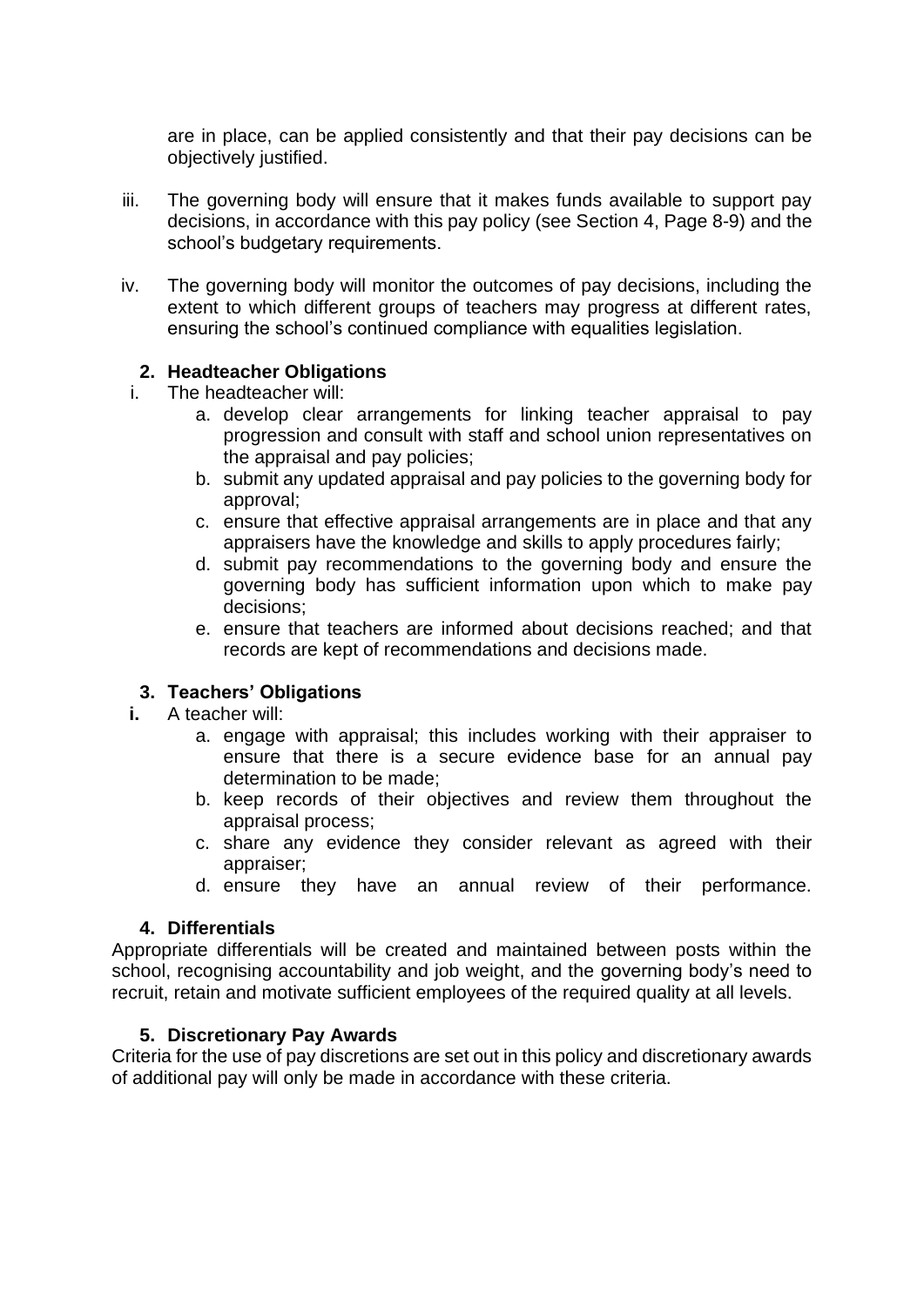are in place, can be applied consistently and that their pay decisions can be objectively justified.

iii. The governing body will ensure that it makes funds available to support pay decisions, in accordance with this pay policy (see Section 4, Page 8-9) and the school's budgetary requirements.

iv. The governing body will monitor the outcomes of pay decisions, including the extent to which different groups of teachers may progress at different rates, ensuring the school's continued compliance with equalities legislation.

### 2. Headteacher Obligations

i. The headteacher will:
   a. develop clear arrangements for linking teacher appraisal to pay progression and consult with staff and school union representatives on the appraisal and pay policies;
   b. submit any updated appraisal and pay policies to the governing body for approval;
   c. ensure that effective appraisal arrangements are in place and that any appraisers have the knowledge and skills to apply procedures fairly;
   d. submit pay recommendations to the governing body and ensure the governing body has sufficient information upon which to make pay decisions;
   e. ensure that teachers are informed about decisions reached; and that records are kept of recommendations and decisions made.

### 3. Teachers' Obligations

**i.** A teacher will:
   a. engage with appraisal; this includes working with their appraiser to ensure that there is a secure evidence base for an annual pay determination to be made;
   b. keep records of their objectives and review them throughout the appraisal process;
   c. share any evidence they consider relevant as agreed with their appraiser;
   d. ensure they have an annual review of their performance.

### 4. Differentials

Appropriate differentials will be created and maintained between posts within the school, recognising accountability and job weight, and the governing body's need to recruit, retain and motivate sufficient employees of the required quality at all levels.

### 5. Discretionary Pay Awards

Criteria for the use of pay discretions are set out in this policy and discretionary awards of additional pay will only be made in accordance with these criteria.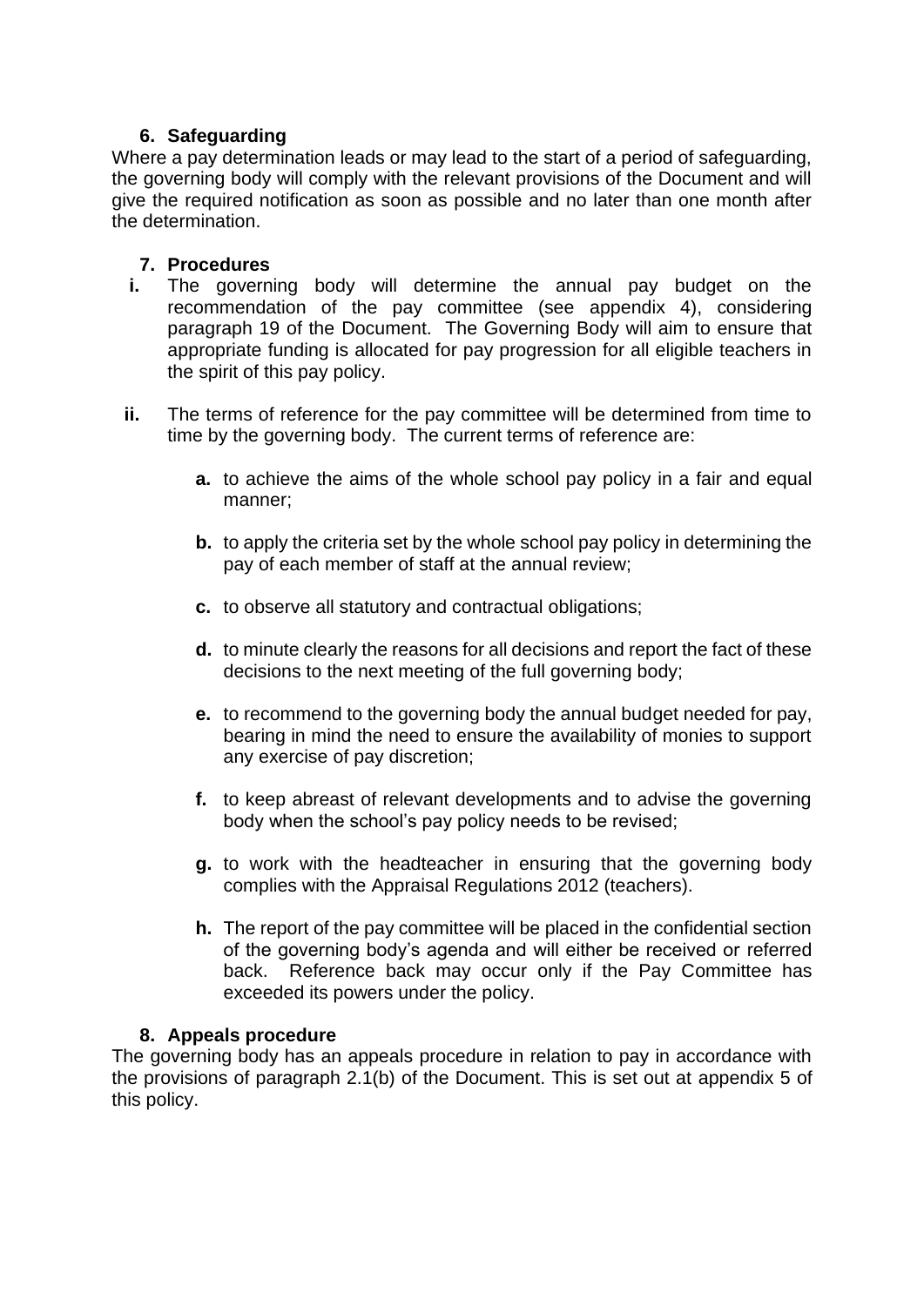## 6. Safeguarding

Where a pay determination leads or may lead to the start of a period of safeguarding, the governing body will comply with the relevant provisions of the Document and will give the required notification as soon as possible and no later than one month after the determination.

## 7. Procedures

i. The governing body will determine the annual pay budget on the recommendation of the pay committee (see appendix 4), considering paragraph 19 of the Document. The Governing Body will aim to ensure that appropriate funding is allocated for pay progression for all eligible teachers in the spirit of this pay policy.

ii. The terms of reference for the pay committee will be determined from time to time by the governing body. The current terms of reference are:

   **a.** to achieve the aims of the whole school pay policy in a fair and equal manner;

   **b.** to apply the criteria set by the whole school pay policy in determining the pay of each member of staff at the annual review;

   **c.** to observe all statutory and contractual obligations;

   **d.** to minute clearly the reasons for all decisions and report the fact of these decisions to the next meeting of the full governing body;

   **e.** to recommend to the governing body the annual budget needed for pay, bearing in mind the need to ensure the availability of monies to support any exercise of pay discretion;

   **f.** to keep abreast of relevant developments and to advise the governing body when the school's pay policy needs to be revised;

   **g.** to work with the headteacher in ensuring that the governing body complies with the Appraisal Regulations 2012 (teachers).

   **h.** The report of the pay committee will be placed in the confidential section of the governing body's agenda and will either be received or referred back. Reference back may occur only if the Pay Committee has exceeded its powers under the policy.

## 8. Appeals procedure

The governing body has an appeals procedure in relation to pay in accordance with the provisions of paragraph 2.1(b) of the Document. This is set out at appendix 5 of this policy.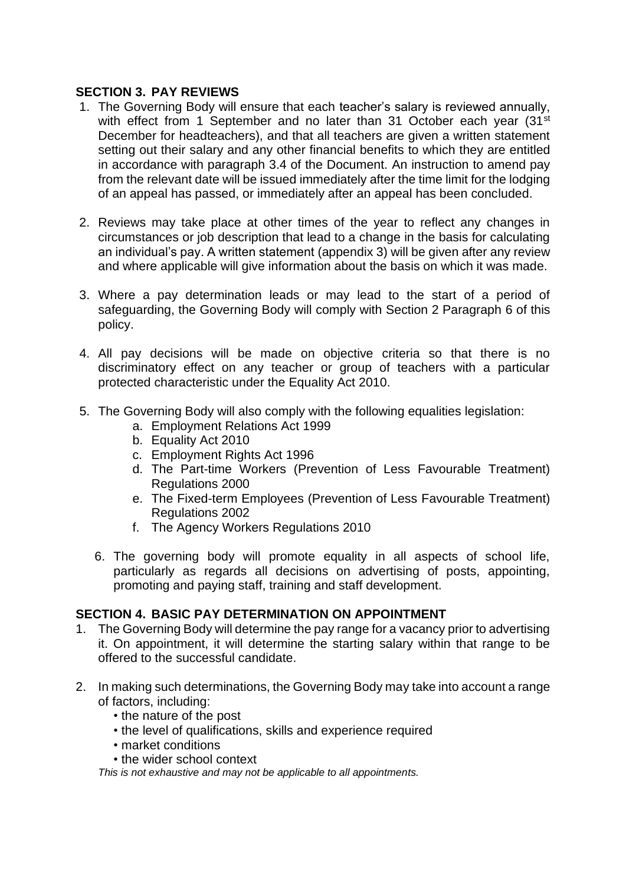## SECTION 3. PAY REVIEWS

1. The Governing Body will ensure that each teacher's salary is reviewed annually, with effect from 1 September and no later than 31 October each year (31st December for headteachers), and that all teachers are given a written statement setting out their salary and any other financial benefits to which they are entitled in accordance with paragraph 3.4 of the Document. An instruction to amend pay from the relevant date will be issued immediately after the time limit for the lodging of an appeal has passed, or immediately after an appeal has been concluded.

2. Reviews may take place at other times of the year to reflect any changes in circumstances or job description that lead to a change in the basis for calculating an individual's pay. A written statement (appendix 3) will be given after any review and where applicable will give information about the basis on which it was made.

3. Where a pay determination leads or may lead to the start of a period of safeguarding, the Governing Body will comply with Section 2 Paragraph 6 of this policy.

4. All pay decisions will be made on objective criteria so that there is no discriminatory effect on any teacher or group of teachers with a particular protected characteristic under the Equality Act 2010.

5. The Governing Body will also comply with the following equalities legislation:
   a. Employment Relations Act 1999
   b. Equality Act 2010
   c. Employment Rights Act 1996
   d. The Part-time Workers (Prevention of Less Favourable Treatment) Regulations 2000
   e. The Fixed-term Employees (Prevention of Less Favourable Treatment) Regulations 2002
   f. The Agency Workers Regulations 2010

6. The governing body will promote equality in all aspects of school life, particularly as regards all decisions on advertising of posts, appointing, promoting and paying staff, training and staff development.

## SECTION 4. BASIC PAY DETERMINATION ON APPOINTMENT

1. The Governing Body will determine the pay range for a vacancy prior to advertising it. On appointment, it will determine the starting salary within that range to be offered to the successful candidate.

2. In making such determinations, the Governing Body may take into account a range of factors, including:
   - the nature of the post
   - the level of qualifications, skills and experience required
   - market conditions
   - the wider school context

   *This is not exhaustive and may not be applicable to all appointments.*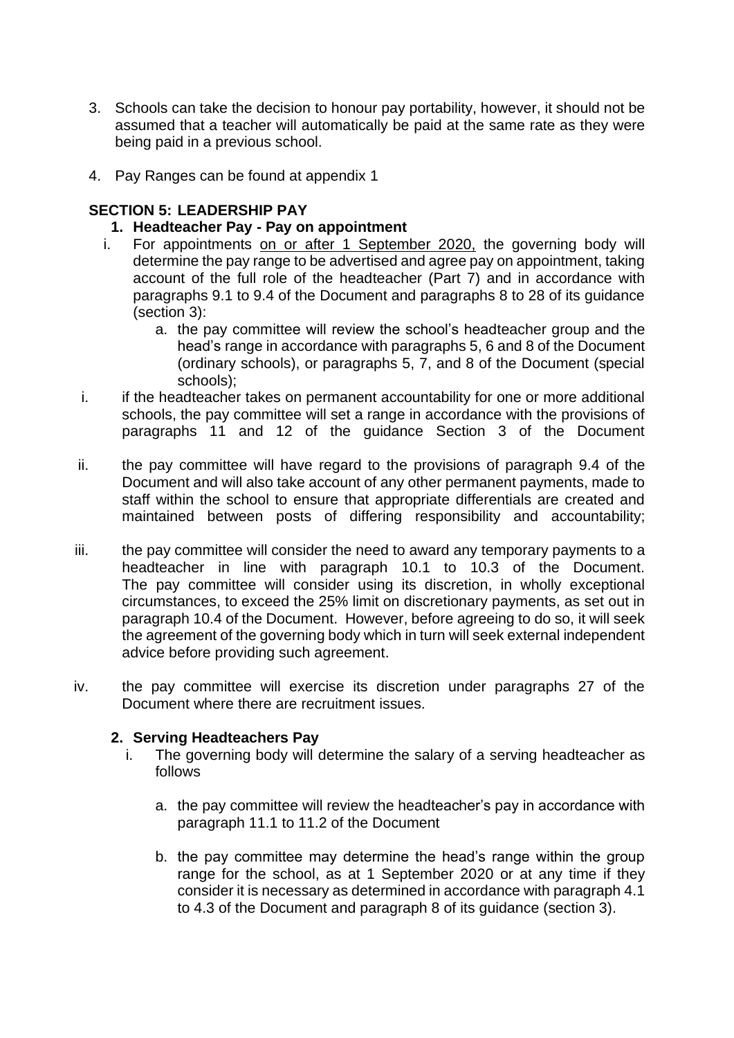3. Schools can take the decision to honour pay portability, however, it should not be assumed that a teacher will automatically be paid at the same rate as they were being paid in a previous school.

4. Pay Ranges can be found at appendix 1

## SECTION 5: LEADERSHIP PAY

### 1. Headteacher Pay - Pay on appointment

i. For appointments on or after 1 September 2020, the governing body will determine the pay range to be advertised and agree pay on appointment, taking account of the full role of the headteacher (Part 7) and in accordance with paragraphs 9.1 to 9.4 of the Document and paragraphs 8 to 28 of its guidance (section 3):

   a. the pay committee will review the school's headteacher group and the head's range in accordance with paragraphs 5, 6 and 8 of the Document (ordinary schools), or paragraphs 5, 7, and 8 of the Document (special schools);

i. if the headteacher takes on permanent accountability for one or more additional schools, the pay committee will set a range in accordance with the provisions of paragraphs 11 and 12 of the guidance Section 3 of the Document

ii. the pay committee will have regard to the provisions of paragraph 9.4 of the Document and will also take account of any other permanent payments, made to staff within the school to ensure that appropriate differentials are created and maintained between posts of differing responsibility and accountability;

iii. the pay committee will consider the need to award any temporary payments to a headteacher in line with paragraph 10.1 to 10.3 of the Document. The pay committee will consider using its discretion, in wholly exceptional circumstances, to exceed the 25% limit on discretionary payments, as set out in paragraph 10.4 of the Document. However, before agreeing to do so, it will seek the agreement of the governing body which in turn will seek external independent advice before providing such agreement.

iv. the pay committee will exercise its discretion under paragraphs 27 of the Document where there are recruitment issues.

### 2. Serving Headteachers Pay

i. The governing body will determine the salary of a serving headteacher as follows

   a. the pay committee will review the headteacher's pay in accordance with paragraph 11.1 to 11.2 of the Document

   b. the pay committee may determine the head's range within the group range for the school, as at 1 September 2020 or at any time if they consider it is necessary as determined in accordance with paragraph 4.1 to 4.3 of the Document and paragraph 8 of its guidance (section 3).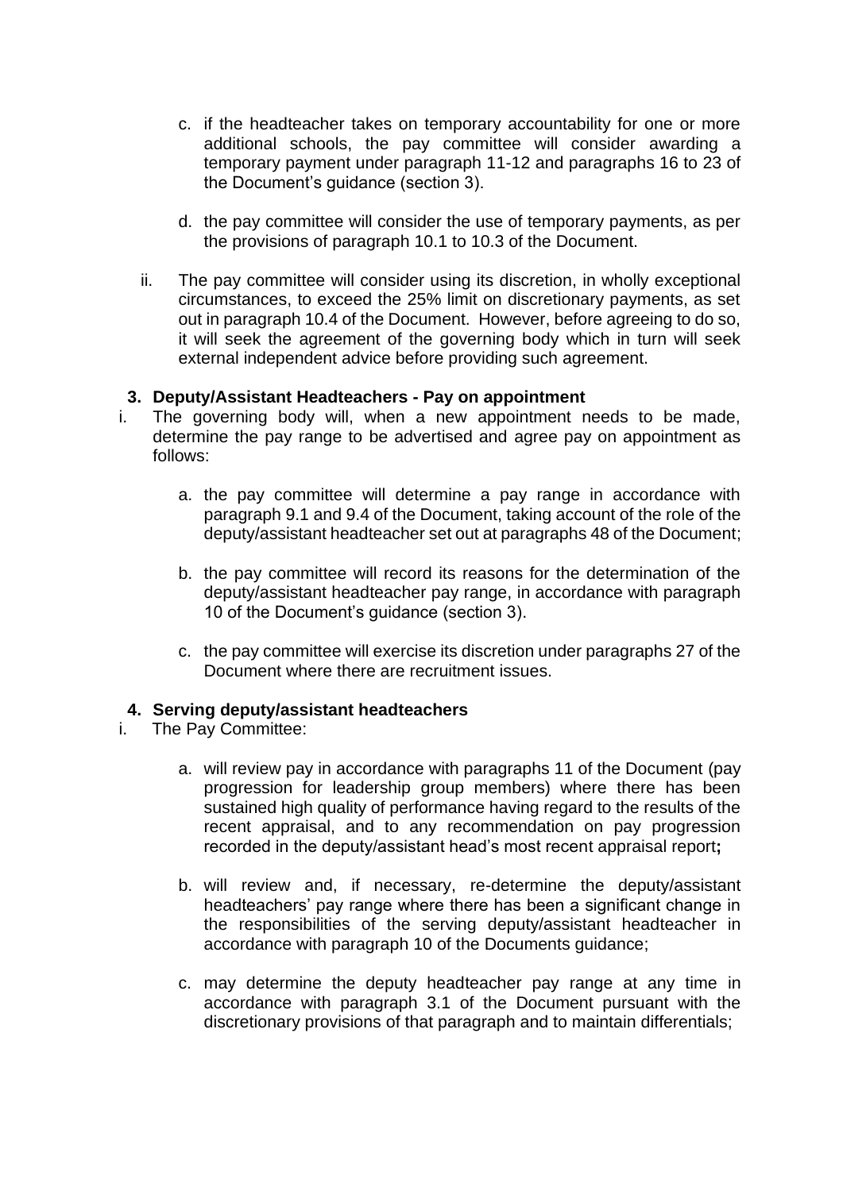c. if the headteacher takes on temporary accountability for one or more additional schools, the pay committee will consider awarding a temporary payment under paragraph 11-12 and paragraphs 16 to 23 of the Document's guidance (section 3).

d. the pay committee will consider the use of temporary payments, as per the provisions of paragraph 10.1 to 10.3 of the Document.

ii. The pay committee will consider using its discretion, in wholly exceptional circumstances, to exceed the 25% limit on discretionary payments, as set out in paragraph 10.4 of the Document. However, before agreeing to do so, it will seek the agreement of the governing body which in turn will seek external independent advice before providing such agreement.

**3. Deputy/Assistant Headteachers - Pay on appointment**

i. The governing body will, when a new appointment needs to be made, determine the pay range to be advertised and agree pay on appointment as follows:

a. the pay committee will determine a pay range in accordance with paragraph 9.1 and 9.4 of the Document, taking account of the role of the deputy/assistant headteacher set out at paragraphs 48 of the Document;

b. the pay committee will record its reasons for the determination of the deputy/assistant headteacher pay range, in accordance with paragraph 10 of the Document's guidance (section 3).

c. the pay committee will exercise its discretion under paragraphs 27 of the Document where there are recruitment issues.

**4. Serving deputy/assistant headteachers**

i. The Pay Committee:

a. will review pay in accordance with paragraphs 11 of the Document (pay progression for leadership group members) where there has been sustained high quality of performance having regard to the results of the recent appraisal, and to any recommendation on pay progression recorded in the deputy/assistant head's most recent appraisal report**;**

b. will review and, if necessary, re-determine the deputy/assistant headteachers' pay range where there has been a significant change in the responsibilities of the serving deputy/assistant headteacher in accordance with paragraph 10 of the Documents guidance;

c. may determine the deputy headteacher pay range at any time in accordance with paragraph 3.1 of the Document pursuant with the discretionary provisions of that paragraph and to maintain differentials;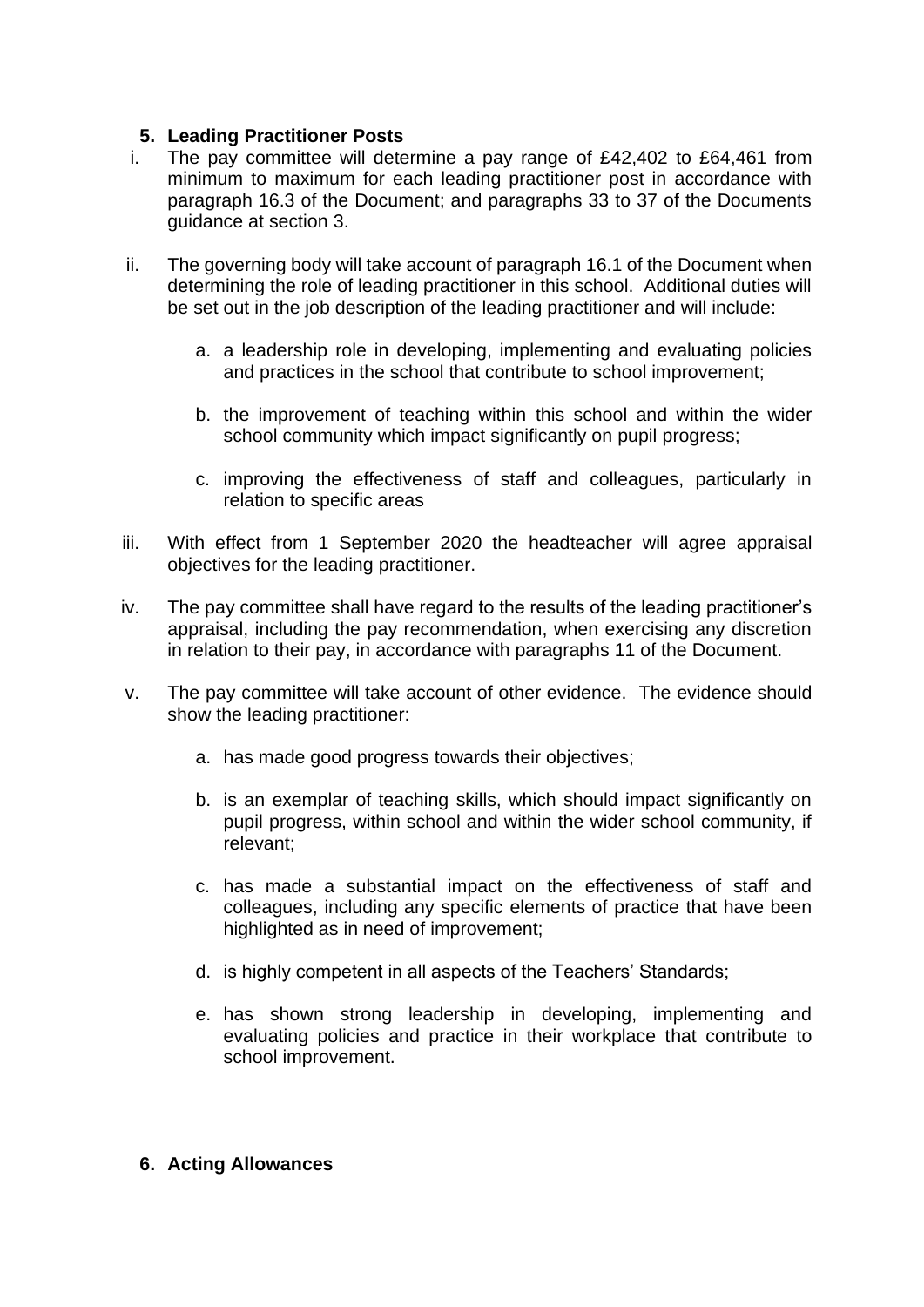## 5. Leading Practitioner Posts

i. The pay committee will determine a pay range of £42,402 to £64,461 from minimum to maximum for each leading practitioner post in accordance with paragraph 16.3 of the Document; and paragraphs 33 to 37 of the Documents guidance at section 3.

ii. The governing body will take account of paragraph 16.1 of the Document when determining the role of leading practitioner in this school. Additional duties will be set out in the job description of the leading practitioner and will include:

   a. a leadership role in developing, implementing and evaluating policies and practices in the school that contribute to school improvement;

   b. the improvement of teaching within this school and within the wider school community which impact significantly on pupil progress;

   c. improving the effectiveness of staff and colleagues, particularly in relation to specific areas

iii. With effect from 1 September 2020 the headteacher will agree appraisal objectives for the leading practitioner.

iv. The pay committee shall have regard to the results of the leading practitioner's appraisal, including the pay recommendation, when exercising any discretion in relation to their pay, in accordance with paragraphs 11 of the Document.

v. The pay committee will take account of other evidence. The evidence should show the leading practitioner:

   a. has made good progress towards their objectives;

   b. is an exemplar of teaching skills, which should impact significantly on pupil progress, within school and within the wider school community, if relevant;

   c. has made a substantial impact on the effectiveness of staff and colleagues, including any specific elements of practice that have been highlighted as in need of improvement;

   d. is highly competent in all aspects of the Teachers' Standards;

   e. has shown strong leadership in developing, implementing and evaluating policies and practice in their workplace that contribute to school improvement.

## 6. Acting Allowances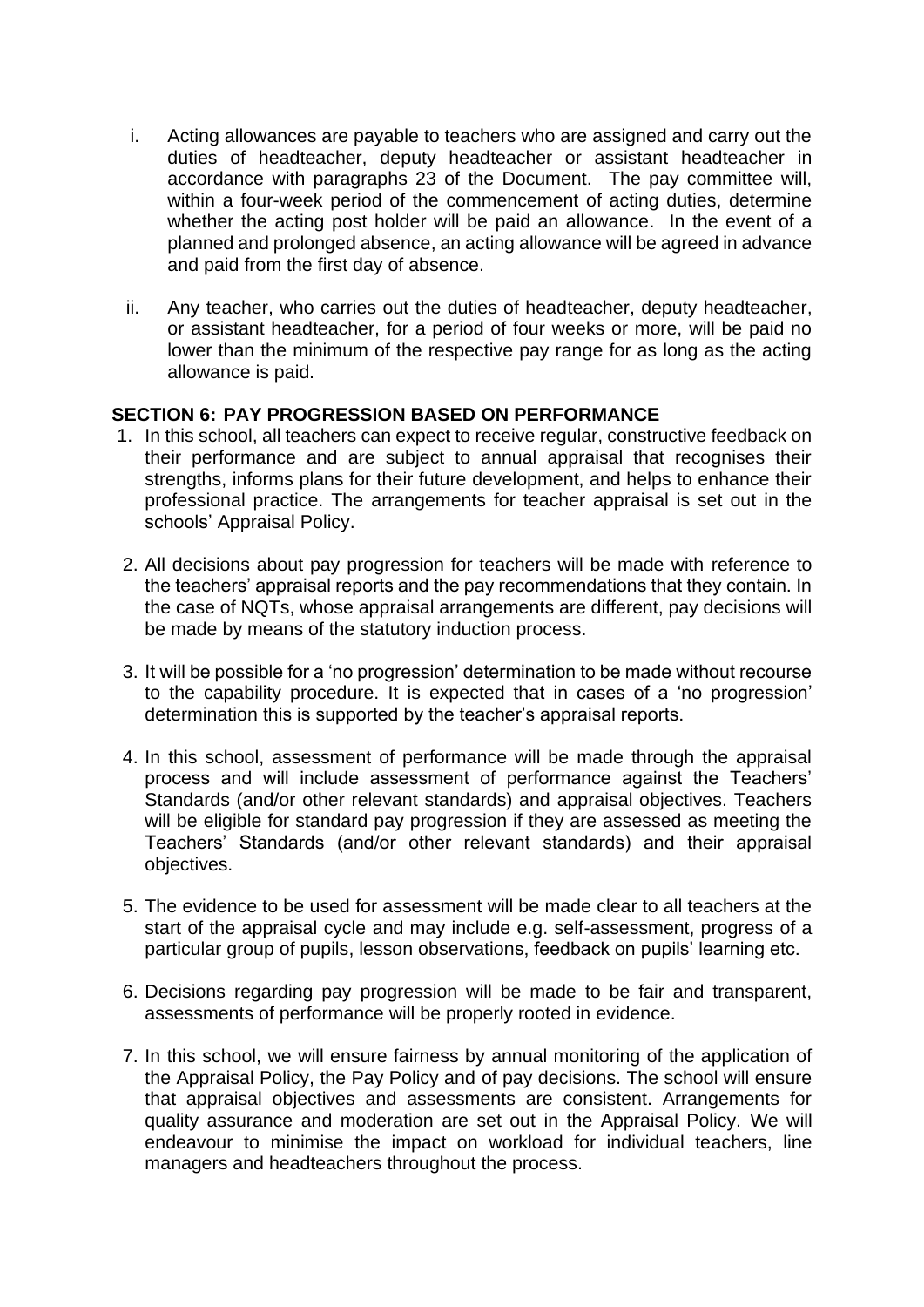i. Acting allowances are payable to teachers who are assigned and carry out the duties of headteacher, deputy headteacher or assistant headteacher in accordance with paragraphs 23 of the Document. The pay committee will, within a four-week period of the commencement of acting duties, determine whether the acting post holder will be paid an allowance. In the event of a planned and prolonged absence, an acting allowance will be agreed in advance and paid from the first day of absence.

ii. Any teacher, who carries out the duties of headteacher, deputy headteacher, or assistant headteacher, for a period of four weeks or more, will be paid no lower than the minimum of the respective pay range for as long as the acting allowance is paid.

## SECTION 6: PAY PROGRESSION BASED ON PERFORMANCE

1. In this school, all teachers can expect to receive regular, constructive feedback on their performance and are subject to annual appraisal that recognises their strengths, informs plans for their future development, and helps to enhance their professional practice. The arrangements for teacher appraisal is set out in the schools' Appraisal Policy.

2. All decisions about pay progression for teachers will be made with reference to the teachers' appraisal reports and the pay recommendations that they contain. In the case of NQTs, whose appraisal arrangements are different, pay decisions will be made by means of the statutory induction process.

3. It will be possible for a 'no progression' determination to be made without recourse to the capability procedure. It is expected that in cases of a 'no progression' determination this is supported by the teacher's appraisal reports.

4. In this school, assessment of performance will be made through the appraisal process and will include assessment of performance against the Teachers' Standards (and/or other relevant standards) and appraisal objectives. Teachers will be eligible for standard pay progression if they are assessed as meeting the Teachers' Standards (and/or other relevant standards) and their appraisal objectives.

5. The evidence to be used for assessment will be made clear to all teachers at the start of the appraisal cycle and may include e.g. self-assessment, progress of a particular group of pupils, lesson observations, feedback on pupils' learning etc.

6. Decisions regarding pay progression will be made to be fair and transparent, assessments of performance will be properly rooted in evidence.

7. In this school, we will ensure fairness by annual monitoring of the application of the Appraisal Policy, the Pay Policy and of pay decisions. The school will ensure that appraisal objectives and assessments are consistent. Arrangements for quality assurance and moderation are set out in the Appraisal Policy. We will endeavour to minimise the impact on workload for individual teachers, line managers and headteachers throughout the process.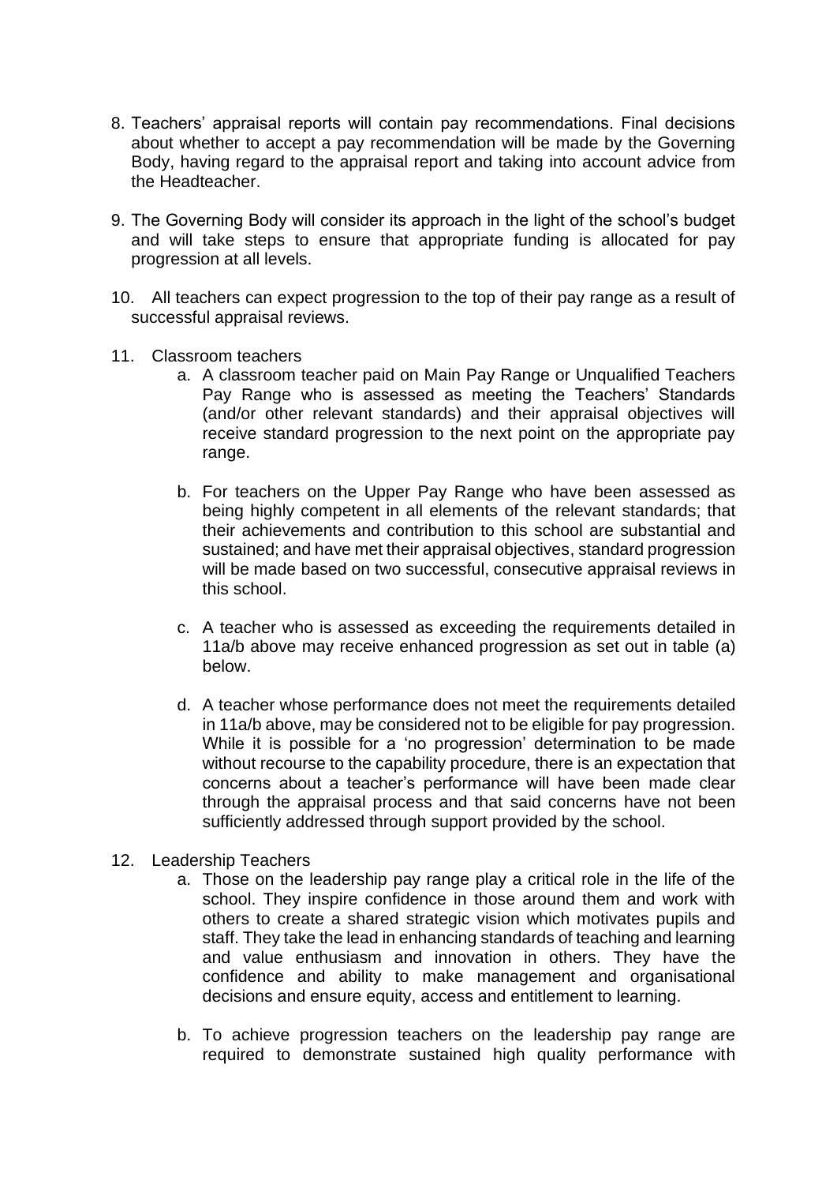8. Teachers' appraisal reports will contain pay recommendations. Final decisions about whether to accept a pay recommendation will be made by the Governing Body, having regard to the appraisal report and taking into account advice from the Headteacher.

9. The Governing Body will consider its approach in the light of the school's budget and will take steps to ensure that appropriate funding is allocated for pay progression at all levels.

10. All teachers can expect progression to the top of their pay range as a result of successful appraisal reviews.

11. Classroom teachers
    a. A classroom teacher paid on Main Pay Range or Unqualified Teachers Pay Range who is assessed as meeting the Teachers' Standards (and/or other relevant standards) and their appraisal objectives will receive standard progression to the next point on the appropriate pay range.

    b. For teachers on the Upper Pay Range who have been assessed as being highly competent in all elements of the relevant standards; that their achievements and contribution to this school are substantial and sustained; and have met their appraisal objectives, standard progression will be made based on two successful, consecutive appraisal reviews in this school.

    c. A teacher who is assessed as exceeding the requirements detailed in 11a/b above may receive enhanced progression as set out in table (a) below.

    d. A teacher whose performance does not meet the requirements detailed in 11a/b above, may be considered not to be eligible for pay progression. While it is possible for a 'no progression' determination to be made without recourse to the capability procedure, there is an expectation that concerns about a teacher's performance will have been made clear through the appraisal process and that said concerns have not been sufficiently addressed through support provided by the school.

12. Leadership Teachers
    a. Those on the leadership pay range play a critical role in the life of the school. They inspire confidence in those around them and work with others to create a shared strategic vision which motivates pupils and staff. They take the lead in enhancing standards of teaching and learning and value enthusiasm and innovation in others. They have the confidence and ability to make management and organisational decisions and ensure equity, access and entitlement to learning.

    b. To achieve progression teachers on the leadership pay range are required to demonstrate sustained high quality performance with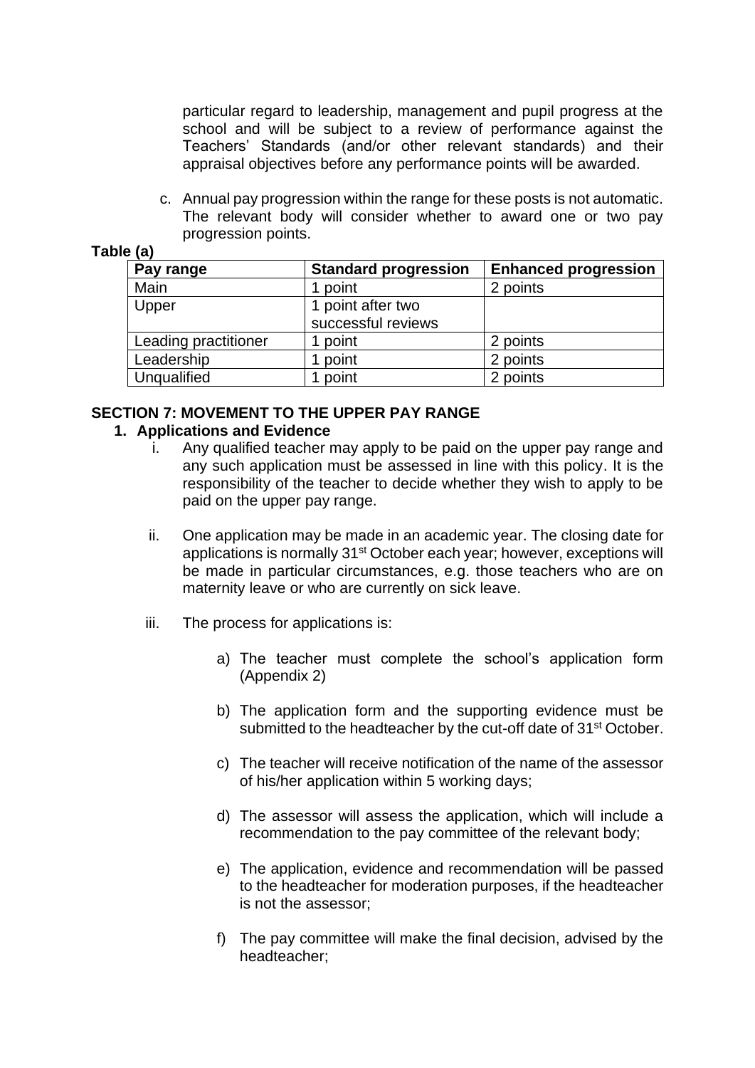particular regard to leadership, management and pupil progress at the school and will be subject to a review of performance against the Teachers' Standards (and/or other relevant standards) and their appraisal objectives before any performance points will be awarded.

c. Annual pay progression within the range for these posts is not automatic. The relevant body will consider whether to award one or two pay progression points.

**Table (a)**

| Pay range | Standard progression | Enhanced progression |
|---|---|---|
| Main | 1 point | 2 points |
| Upper | 1 point after two successful reviews | |
| Leading practitioner | 1 point | 2 points |
| Leadership | 1 point | 2 points |
| Unqualified | 1 point | 2 points |

## SECTION 7: MOVEMENT TO THE UPPER PAY RANGE

### 1. Applications and Evidence

i. Any qualified teacher may apply to be paid on the upper pay range and any such application must be assessed in line with this policy. It is the responsibility of the teacher to decide whether they wish to apply to be paid on the upper pay range.

ii. One application may be made in an academic year. The closing date for applications is normally 31st October each year; however, exceptions will be made in particular circumstances, e.g. those teachers who are on maternity leave or who are currently on sick leave.

iii. The process for applications is:

a) The teacher must complete the school's application form (Appendix 2)

b) The application form and the supporting evidence must be submitted to the headteacher by the cut-off date of 31st October.

c) The teacher will receive notification of the name of the assessor of his/her application within 5 working days;

d) The assessor will assess the application, which will include a recommendation to the pay committee of the relevant body;

e) The application, evidence and recommendation will be passed to the headteacher for moderation purposes, if the headteacher is not the assessor;

f) The pay committee will make the final decision, advised by the headteacher;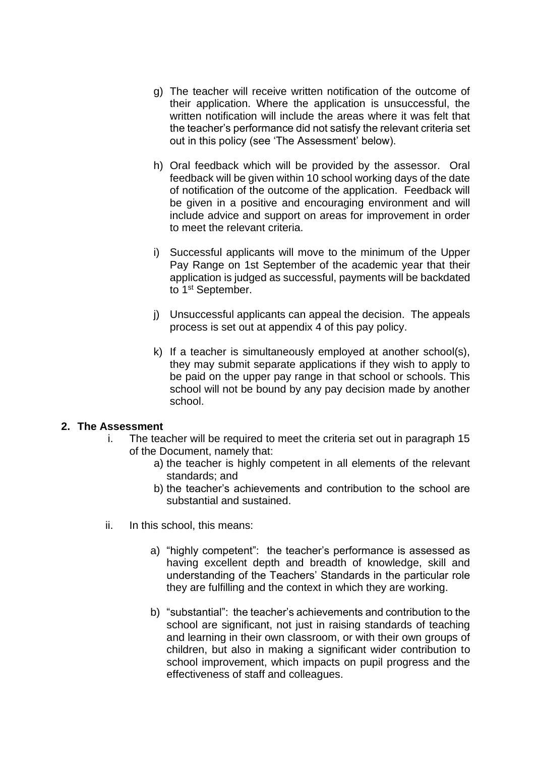g) The teacher will receive written notification of the outcome of their application. Where the application is unsuccessful, the written notification will include the areas where it was felt that the teacher's performance did not satisfy the relevant criteria set out in this policy (see 'The Assessment' below).

h) Oral feedback which will be provided by the assessor. Oral feedback will be given within 10 school working days of the date of notification of the outcome of the application. Feedback will be given in a positive and encouraging environment and will include advice and support on areas for improvement in order to meet the relevant criteria.

i) Successful applicants will move to the minimum of the Upper Pay Range on 1st September of the academic year that their application is judged as successful, payments will be backdated to 1st September.

j) Unsuccessful applicants can appeal the decision. The appeals process is set out at appendix 4 of this pay policy.

k) If a teacher is simultaneously employed at another school(s), they may submit separate applications if they wish to apply to be paid on the upper pay range in that school or schools. This school will not be bound by any pay decision made by another school.

**2. The Assessment**

i. The teacher will be required to meet the criteria set out in paragraph 15 of the Document, namely that:
   a) the teacher is highly competent in all elements of the relevant standards; and
   b) the teacher's achievements and contribution to the school are substantial and sustained.

ii. In this school, this means:

   a) "highly competent": the teacher's performance is assessed as having excellent depth and breadth of knowledge, skill and understanding of the Teachers' Standards in the particular role they are fulfilling and the context in which they are working.

   b) "substantial": the teacher's achievements and contribution to the school are significant, not just in raising standards of teaching and learning in their own classroom, or with their own groups of children, but also in making a significant wider contribution to school improvement, which impacts on pupil progress and the effectiveness of staff and colleagues.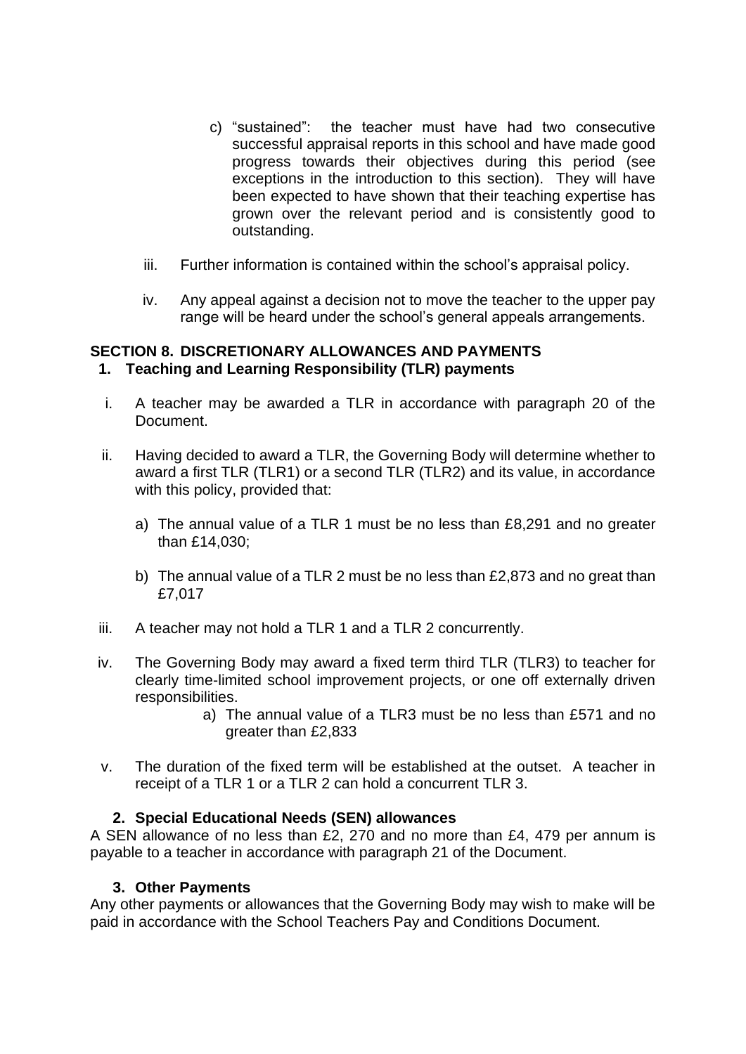c) "sustained": the teacher must have had two consecutive successful appraisal reports in this school and have made good progress towards their objectives during this period (see exceptions in the introduction to this section). They will have been expected to have shown that their teaching expertise has grown over the relevant period and is consistently good to outstanding.

iii. Further information is contained within the school's appraisal policy.

iv. Any appeal against a decision not to move the teacher to the upper pay range will be heard under the school's general appeals arrangements.

## SECTION 8. DISCRETIONARY ALLOWANCES AND PAYMENTS

### 1. Teaching and Learning Responsibility (TLR) payments

i. A teacher may be awarded a TLR in accordance with paragraph 20 of the Document.

ii. Having decided to award a TLR, the Governing Body will determine whether to award a first TLR (TLR1) or a second TLR (TLR2) and its value, in accordance with this policy, provided that:

   a) The annual value of a TLR 1 must be no less than £8,291 and no greater than £14,030;

   b) The annual value of a TLR 2 must be no less than £2,873 and no great than £7,017

iii. A teacher may not hold a TLR 1 and a TLR 2 concurrently.

iv. The Governing Body may award a fixed term third TLR (TLR3) to teacher for clearly time-limited school improvement projects, or one off externally driven responsibilities.

   a) The annual value of a TLR3 must be no less than £571 and no greater than £2,833

v. The duration of the fixed term will be established at the outset. A teacher in receipt of a TLR 1 or a TLR 2 can hold a concurrent TLR 3.

### 2. Special Educational Needs (SEN) allowances

A SEN allowance of no less than £2, 270 and no more than £4, 479 per annum is payable to a teacher in accordance with paragraph 21 of the Document.

### 3. Other Payments

Any other payments or allowances that the Governing Body may wish to make will be paid in accordance with the School Teachers Pay and Conditions Document.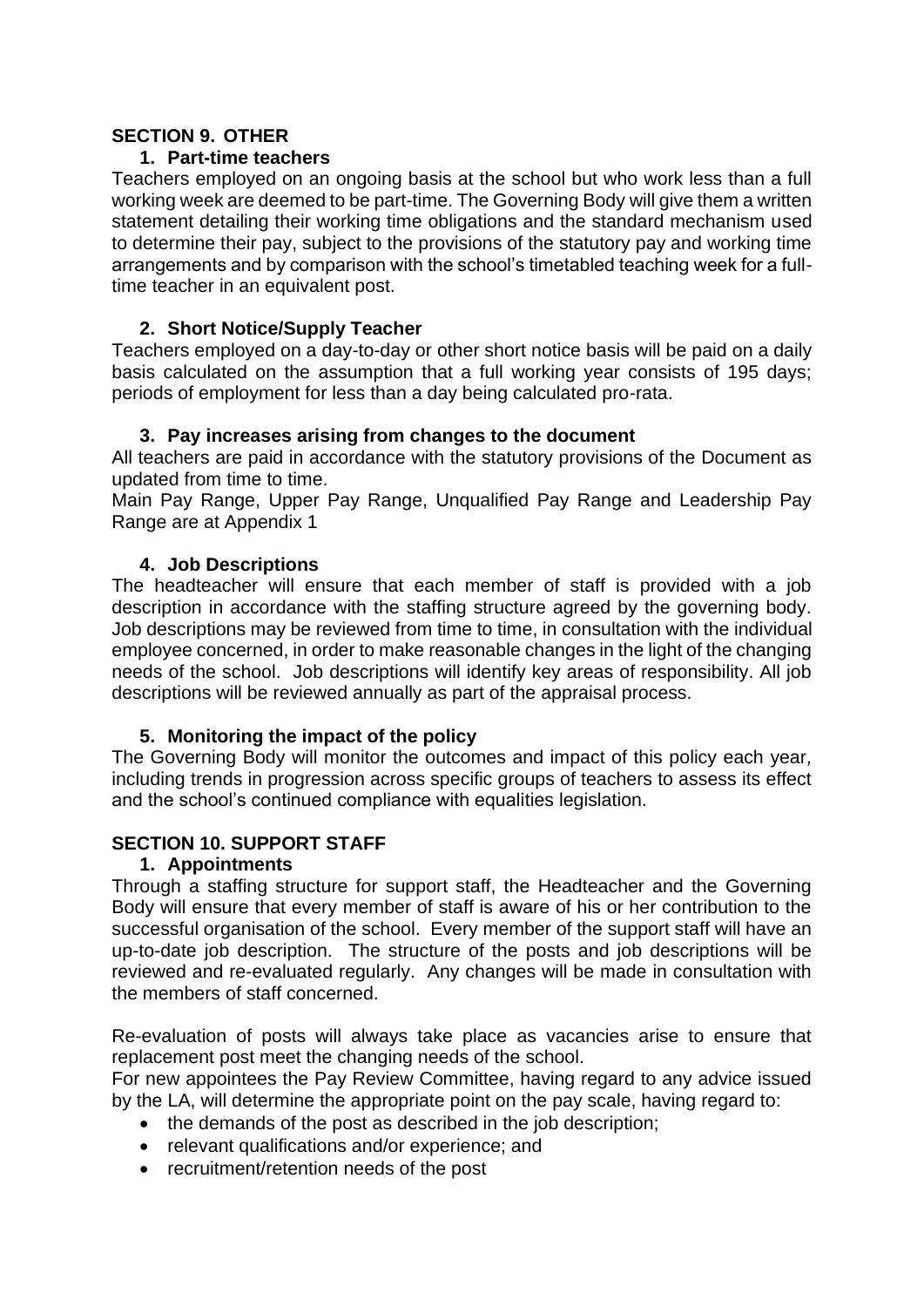## SECTION 9. OTHER

### 1. Part-time teachers

Teachers employed on an ongoing basis at the school but who work less than a full working week are deemed to be part-time. The Governing Body will give them a written statement detailing their working time obligations and the standard mechanism used to determine their pay, subject to the provisions of the statutory pay and working time arrangements and by comparison with the school's timetabled teaching week for a full-time teacher in an equivalent post.

### 2. Short Notice/Supply Teacher

Teachers employed on a day-to-day or other short notice basis will be paid on a daily basis calculated on the assumption that a full working year consists of 195 days; periods of employment for less than a day being calculated pro-rata.

### 3. Pay increases arising from changes to the document

All teachers are paid in accordance with the statutory provisions of the Document as updated from time to time.

Main Pay Range, Upper Pay Range, Unqualified Pay Range and Leadership Pay Range are at Appendix 1

### 4. Job Descriptions

The headteacher will ensure that each member of staff is provided with a job description in accordance with the staffing structure agreed by the governing body. Job descriptions may be reviewed from time to time, in consultation with the individual employee concerned, in order to make reasonable changes in the light of the changing needs of the school. Job descriptions will identify key areas of responsibility. All job descriptions will be reviewed annually as part of the appraisal process.

### 5. Monitoring the impact of the policy

The Governing Body will monitor the outcomes and impact of this policy each year, including trends in progression across specific groups of teachers to assess its effect and the school's continued compliance with equalities legislation.

## SECTION 10. SUPPORT STAFF

### 1. Appointments

Through a staffing structure for support staff, the Headteacher and the Governing Body will ensure that every member of staff is aware of his or her contribution to the successful organisation of the school. Every member of the support staff will have an up-to-date job description. The structure of the posts and job descriptions will be reviewed and re-evaluated regularly. Any changes will be made in consultation with the members of staff concerned.

Re-evaluation of posts will always take place as vacancies arise to ensure that replacement post meet the changing needs of the school.

For new appointees the Pay Review Committee, having regard to any advice issued by the LA, will determine the appropriate point on the pay scale, having regard to:

- the demands of the post as described in the job description;
- relevant qualifications and/or experience; and
- recruitment/retention needs of the post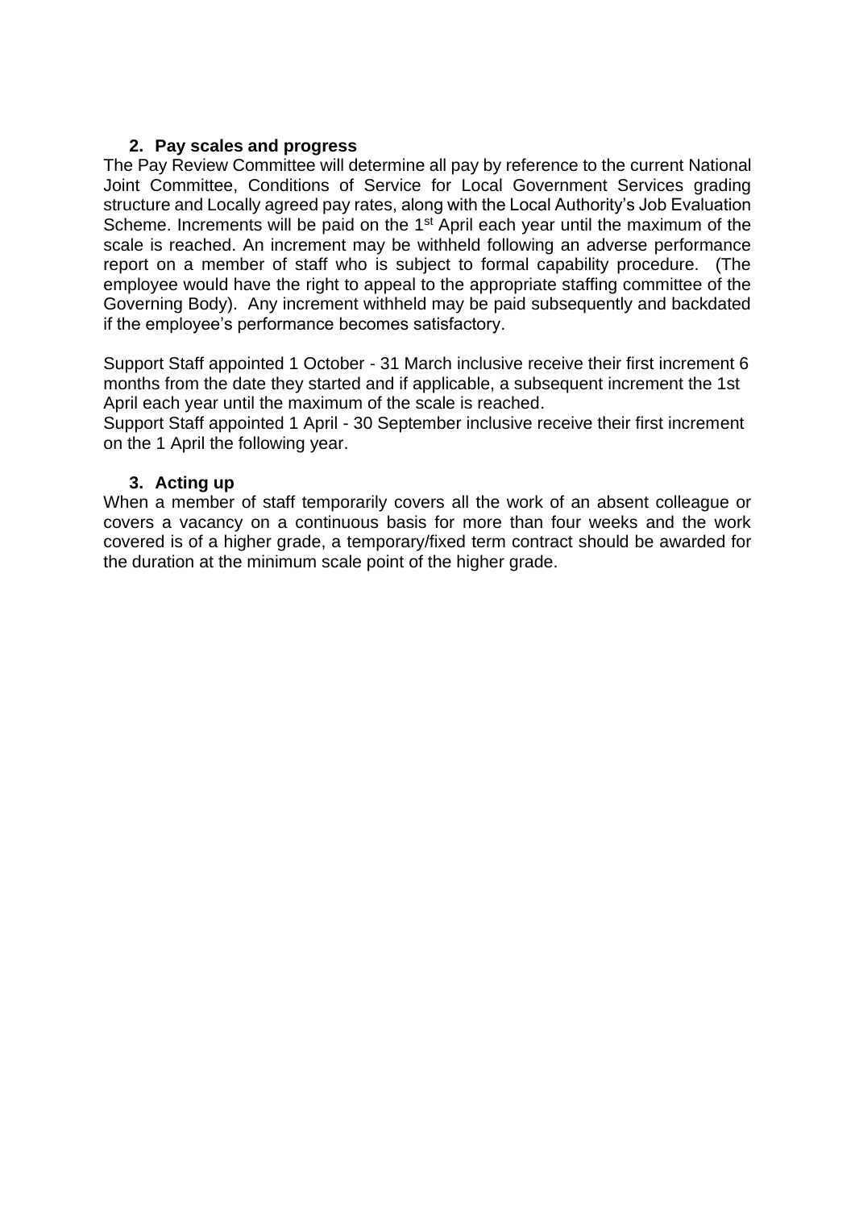## 2. Pay scales and progress

The Pay Review Committee will determine all pay by reference to the current National Joint Committee, Conditions of Service for Local Government Services grading structure and Locally agreed pay rates, along with the Local Authority's Job Evaluation Scheme. Increments will be paid on the 1st April each year until the maximum of the scale is reached. An increment may be withheld following an adverse performance report on a member of staff who is subject to formal capability procedure. (The employee would have the right to appeal to the appropriate staffing committee of the Governing Body). Any increment withheld may be paid subsequently and backdated if the employee's performance becomes satisfactory.

Support Staff appointed 1 October - 31 March inclusive receive their first increment 6 months from the date they started and if applicable, a subsequent increment the 1st April each year until the maximum of the scale is reached.
Support Staff appointed 1 April - 30 September inclusive receive their first increment on the 1 April the following year.

## 3. Acting up

When a member of staff temporarily covers all the work of an absent colleague or covers a vacancy on a continuous basis for more than four weeks and the work covered is of a higher grade, a temporary/fixed term contract should be awarded for the duration at the minimum scale point of the higher grade.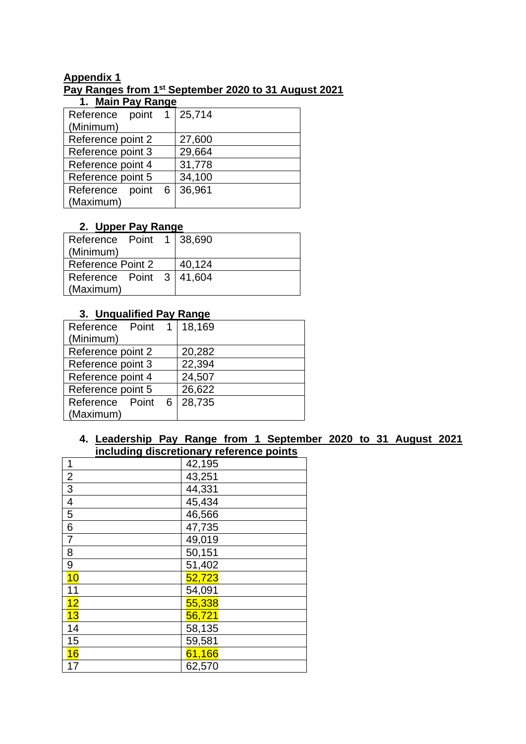**Appendix 1**

**Pay Ranges from 1st September 2020 to 31 August 2021**

**1. Main Pay Range**

| | |
|---|---|
| Reference point 1 (Minimum) | 25,714 |
| Reference point 2 | 27,600 |
| Reference point 3 | 29,664 |
| Reference point 4 | 31,778 |
| Reference point 5 | 34,100 |
| Reference point 6 (Maximum) | 36,961 |

**2. Upper Pay Range**

| | |
|---|---|
| Reference Point 1 (Minimum) | 38,690 |
| Reference Point 2 | 40,124 |
| Reference Point 3 (Maximum) | 41,604 |

**3. Unqualified Pay Range**

| | |
|---|---|
| Reference Point 1 (Minimum) | 18,169 |
| Reference point 2 | 20,282 |
| Reference point 3 | 22,394 |
| Reference point 4 | 24,507 |
| Reference point 5 | 26,622 |
| Reference Point 6 (Maximum) | 28,735 |

**4. Leadership Pay Range from 1 September 2020 to 31 August 2021 including discretionary reference points**

| | |
|---|---|
| 1 | 42,195 |
| 2 | 43,251 |
| 3 | 44,331 |
| 4 | 45,434 |
| 5 | 46,566 |
| 6 | 47,735 |
| 7 | 49,019 |
| 8 | 50,151 |
| 9 | 51,402 |
| 10 | 52,723 |
| 11 | 54,091 |
| 12 | 55,338 |
| 13 | 56,721 |
| 14 | 58,135 |
| 15 | 59,581 |
| 16 | 61,166 |
| 17 | 62,570 |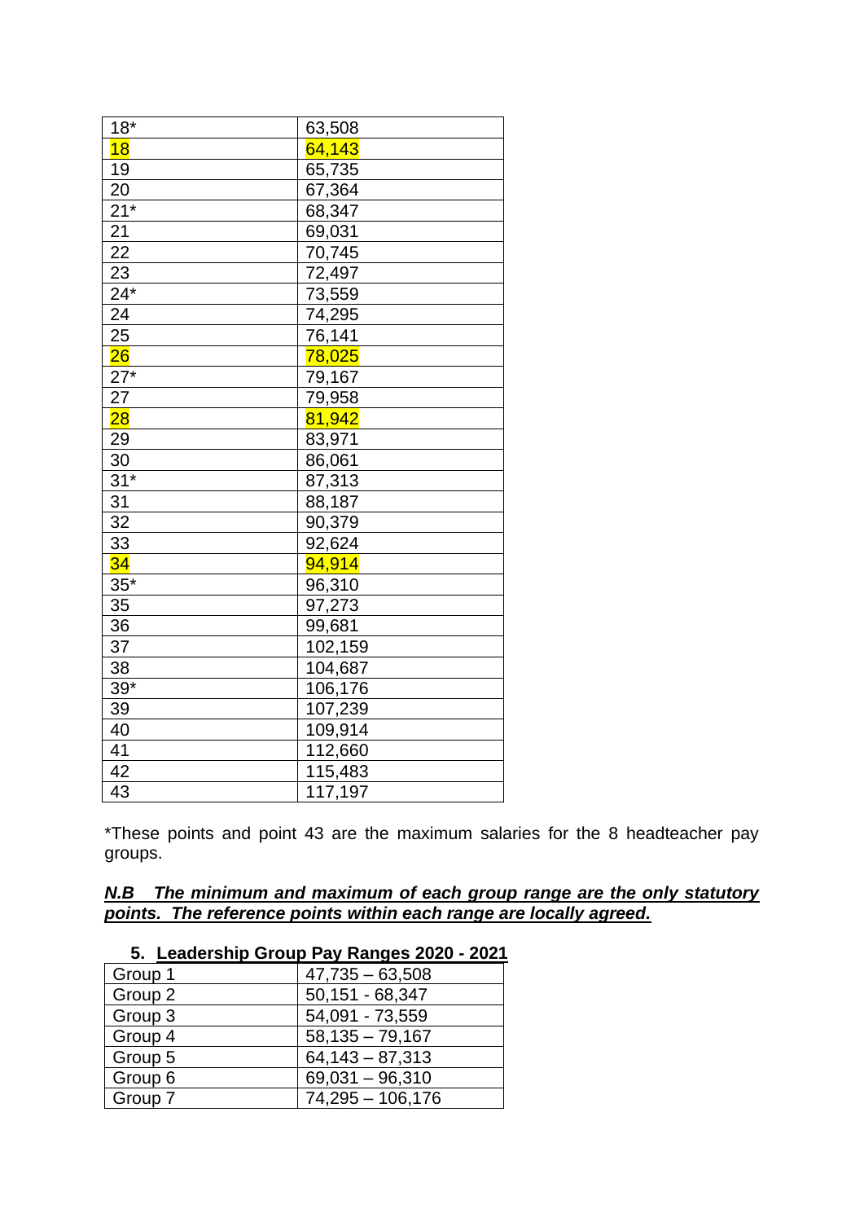| 18* | 63,508 |
|---|---|
| 18 | 64,143 |
| 19 | 65,735 |
| 20 | 67,364 |
| 21* | 68,347 |
| 21 | 69,031 |
| 22 | 70,745 |
| 23 | 72,497 |
| 24* | 73,559 |
| 24 | 74,295 |
| 25 | 76,141 |
| 26 | 78,025 |
| 27* | 79,167 |
| 27 | 79,958 |
| 28 | 81,942 |
| 29 | 83,971 |
| 30 | 86,061 |
| 31* | 87,313 |
| 31 | 88,187 |
| 32 | 90,379 |
| 33 | 92,624 |
| 34 | 94,914 |
| 35* | 96,310 |
| 35 | 97,273 |
| 36 | 99,681 |
| 37 | 102,159 |
| 38 | 104,687 |
| 39* | 106,176 |
| 39 | 107,239 |
| 40 | 109,914 |
| 41 | 112,660 |
| 42 | 115,483 |
| 43 | 117,197 |

*These points and point 43 are the maximum salaries for the 8 headteacher pay groups.

***N.B The minimum and maximum of each group range are the only statutory points. The reference points within each range are locally agreed.***

### 5. Leadership Group Pay Ranges 2020 - 2021

| Group 1 | 47,735 – 63,508 |
|---|---|
| Group 2 | 50,151 - 68,347 |
| Group 3 | 54,091 - 73,559 |
| Group 4 | 58,135 – 79,167 |
| Group 5 | 64,143 – 87,313 |
| Group 6 | 69,031 – 96,310 |
| Group 7 | 74,295 – 106,176 |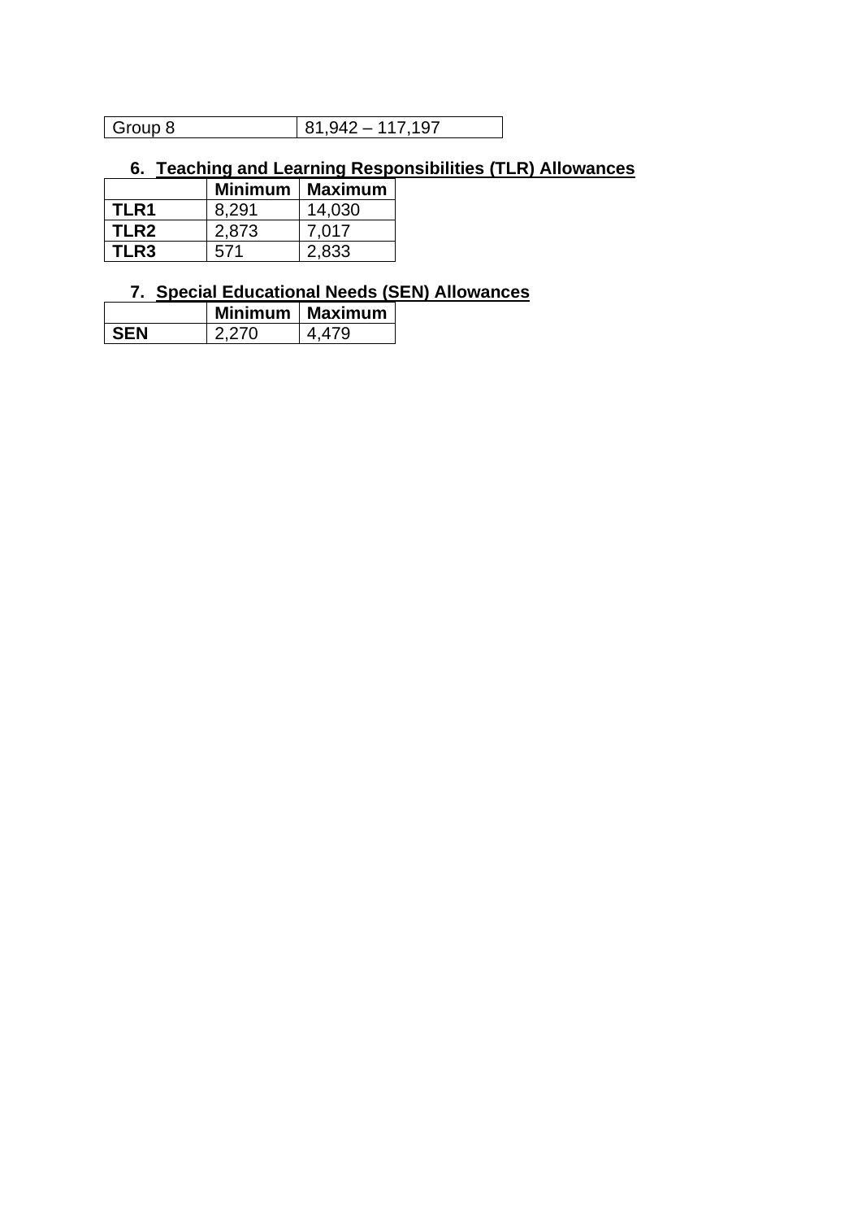| Group 8 | 81,942 – 117,197 |
|---|---|

## 6. Teaching and Learning Responsibilities (TLR) Allowances

| | Minimum | Maximum |
|---|---|---|
| **TLR1** | 8,291 | 14,030 |
| **TLR2** | 2,873 | 7,017 |
| **TLR3** | 571 | 2,833 |

## 7. Special Educational Needs (SEN) Allowances

| | Minimum | Maximum |
|---|---|---|
| **SEN** | 2,270 | 4,479 |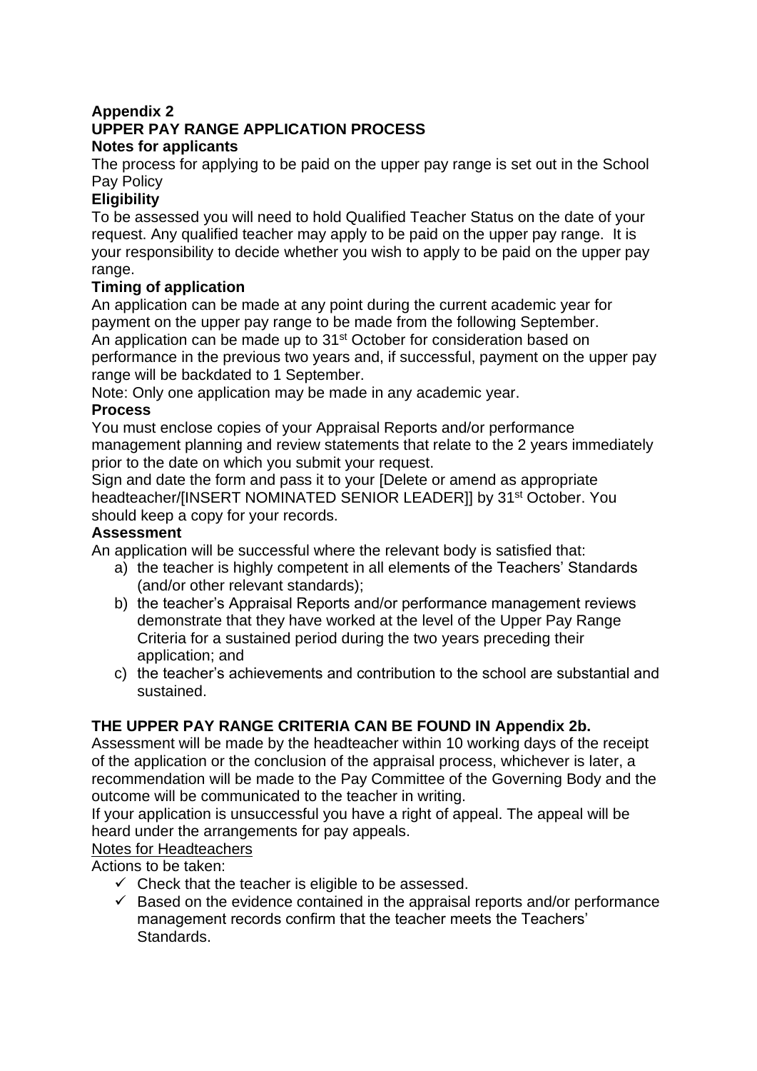**Appendix 2**

**UPPER PAY RANGE APPLICATION PROCESS**

**Notes for applicants**

The process for applying to be paid on the upper pay range is set out in the School Pay Policy

**Eligibility**

To be assessed you will need to hold Qualified Teacher Status on the date of your request. Any qualified teacher may apply to be paid on the upper pay range. It is your responsibility to decide whether you wish to apply to be paid on the upper pay range.

**Timing of application**

An application can be made at any point during the current academic year for payment on the upper pay range to be made from the following September.

An application can be made up to 31st October for consideration based on performance in the previous two years and, if successful, payment on the upper pay range will be backdated to 1 September.

Note: Only one application may be made in any academic year.

**Process**

You must enclose copies of your Appraisal Reports and/or performance management planning and review statements that relate to the 2 years immediately prior to the date on which you submit your request.

Sign and date the form and pass it to your [Delete or amend as appropriate headteacher/[INSERT NOMINATED SENIOR LEADER]] by 31st October. You should keep a copy for your records.

**Assessment**

An application will be successful where the relevant body is satisfied that:

a) the teacher is highly competent in all elements of the Teachers' Standards (and/or other relevant standards);
b) the teacher's Appraisal Reports and/or performance management reviews demonstrate that they have worked at the level of the Upper Pay Range Criteria for a sustained period during the two years preceding their application; and
c) the teacher's achievements and contribution to the school are substantial and sustained.

**THE UPPER PAY RANGE CRITERIA CAN BE FOUND IN Appendix 2b.**

Assessment will be made by the headteacher within 10 working days of the receipt of the application or the conclusion of the appraisal process, whichever is later, a recommendation will be made to the Pay Committee of the Governing Body and the outcome will be communicated to the teacher in writing.

If your application is unsuccessful you have a right of appeal. The appeal will be heard under the arrangements for pay appeals.

Notes for Headteachers

Actions to be taken:

- ✓ Check that the teacher is eligible to be assessed.
- ✓ Based on the evidence contained in the appraisal reports and/or performance management records confirm that the teacher meets the Teachers' Standards.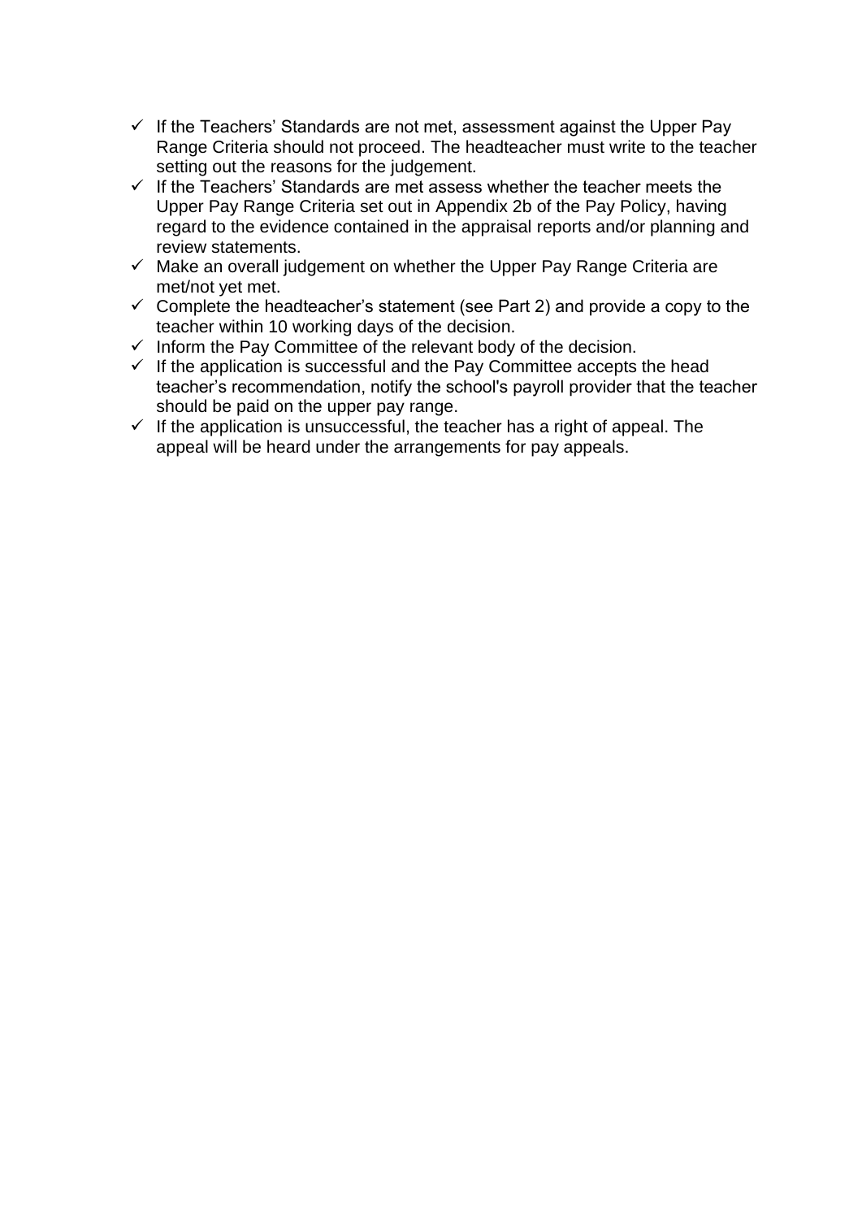- ✓ If the Teachers' Standards are not met, assessment against the Upper Pay Range Criteria should not proceed. The headteacher must write to the teacher setting out the reasons for the judgement.
- ✓ If the Teachers' Standards are met assess whether the teacher meets the Upper Pay Range Criteria set out in Appendix 2b of the Pay Policy, having regard to the evidence contained in the appraisal reports and/or planning and review statements.
- ✓ Make an overall judgement on whether the Upper Pay Range Criteria are met/not yet met.
- ✓ Complete the headteacher's statement (see Part 2) and provide a copy to the teacher within 10 working days of the decision.
- ✓ Inform the Pay Committee of the relevant body of the decision.
- ✓ If the application is successful and the Pay Committee accepts the head teacher's recommendation, notify the school's payroll provider that the teacher should be paid on the upper pay range.
- ✓ If the application is unsuccessful, the teacher has a right of appeal. The appeal will be heard under the arrangements for pay appeals.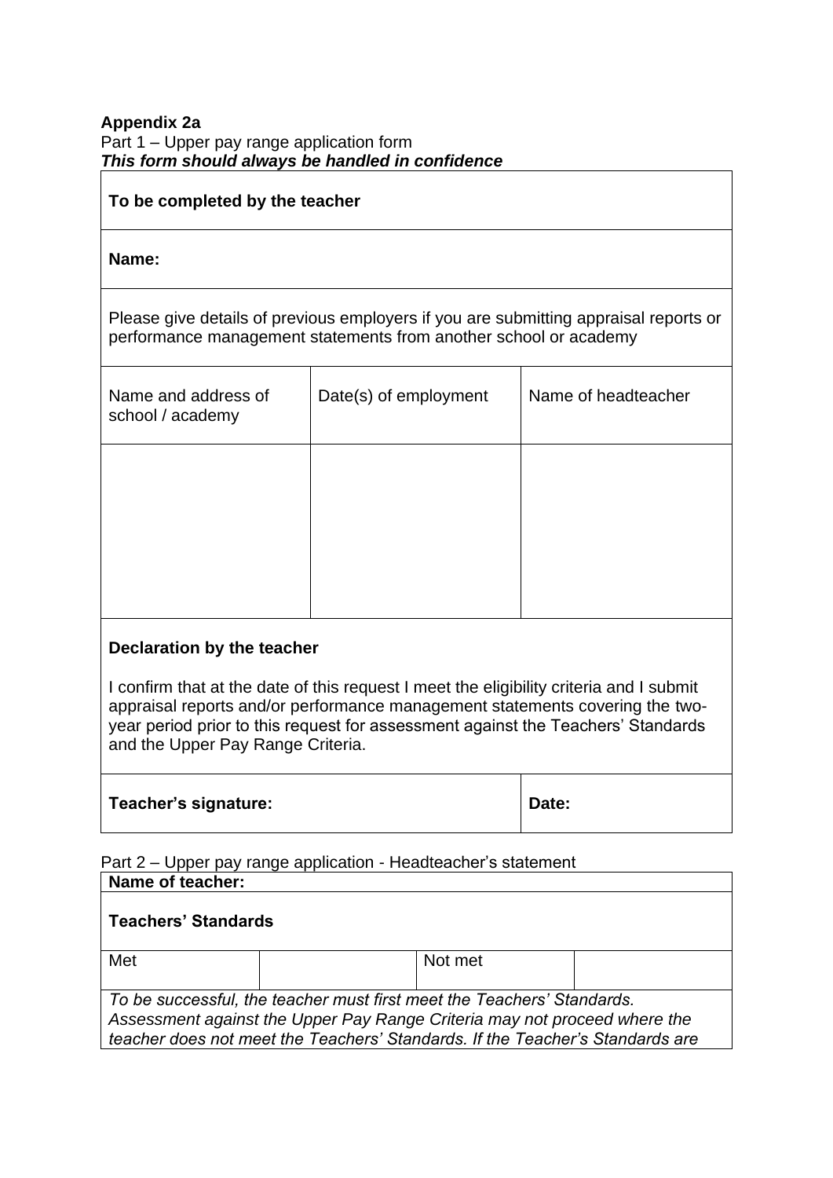**Appendix 2a**

Part 1 – Upper pay range application form

***This form should always be handled in confidence***

| **To be completed by the teacher** | | |
|---|---|---|
| **Name:** | | |
| Please give details of previous employers if you are submitting appraisal reports or performance management statements from another school or academy | | |
| Name and address of school / academy | Date(s) of employment | Name of headteacher |
| | | |
| **Declaration by the teacher**<br><br>I confirm that at the date of this request I meet the eligibility criteria and I submit appraisal reports and/or performance management statements covering the two-year period prior to this request for assessment against the Teachers' Standards and the Upper Pay Range Criteria. | | |
| **Teacher's signature:** | | **Date:** |

Part 2 – Upper pay range application - Headteacher's statement

| **Name of teacher:** | | | |
|---|---|---|---|
| **Teachers' Standards** | | | |
| Met | | Not met | |
| *To be successful, the teacher must first meet the Teachers' Standards. Assessment against the Upper Pay Range Criteria may not proceed where the teacher does not meet the Teachers' Standards. If the Teacher's Standards are* | | | |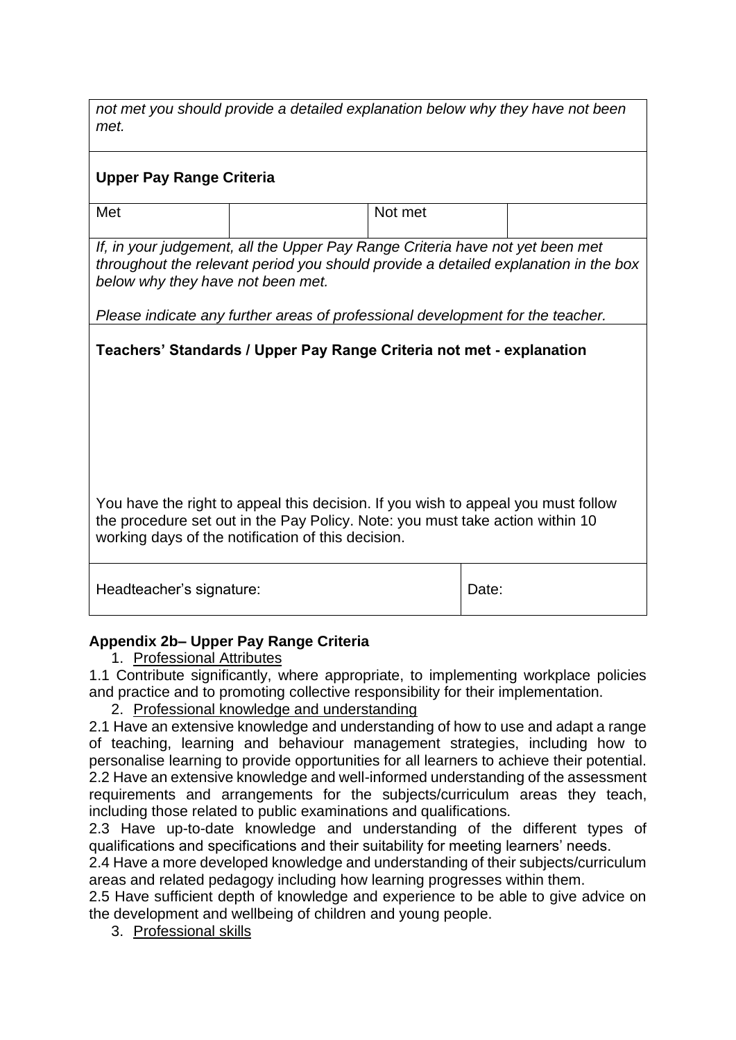| | | | |
|---|---|---|---|
| *not met you should provide a detailed explanation below why they have not been met.* | | | |
| **Upper Pay Range Criteria** | | | |
| Met | | Not met | |
| *If, in your judgement, all the Upper Pay Range Criteria have not yet been met throughout the relevant period you should provide a detailed explanation in the box below why they have not been met.*<br><br>*Please indicate any further areas of professional development for the teacher.* | | | |
| **Teachers' Standards / Upper Pay Range Criteria not met - explanation**<br><br><br><br>You have the right to appeal this decision. If you wish to appeal you must follow the procedure set out in the Pay Policy. Note: you must take action within 10 working days of the notification of this decision. | | | |
| Headteacher's signature: | | | Date: |

**Appendix 2b– Upper Pay Range Criteria**

1. Professional Attributes

1.1 Contribute significantly, where appropriate, to implementing workplace policies and practice and to promoting collective responsibility for their implementation.

2. Professional knowledge and understanding

2.1 Have an extensive knowledge and understanding of how to use and adapt a range of teaching, learning and behaviour management strategies, including how to personalise learning to provide opportunities for all learners to achieve their potential.
2.2 Have an extensive knowledge and well-informed understanding of the assessment requirements and arrangements for the subjects/curriculum areas they teach, including those related to public examinations and qualifications.
2.3 Have up-to-date knowledge and understanding of the different types of qualifications and specifications and their suitability for meeting learners' needs.
2.4 Have a more developed knowledge and understanding of their subjects/curriculum areas and related pedagogy including how learning progresses within them.
2.5 Have sufficient depth of knowledge and experience to be able to give advice on the development and wellbeing of children and young people.

3. Professional skills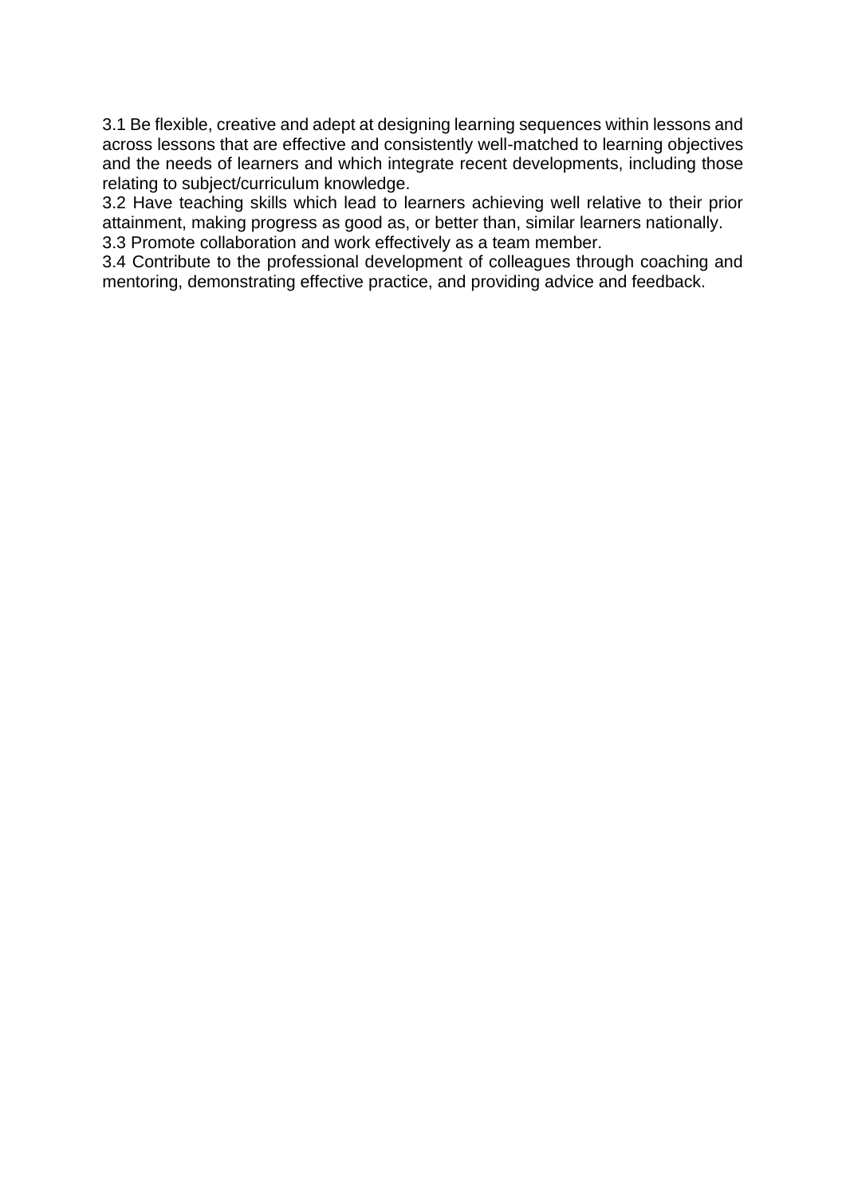3.1 Be flexible, creative and adept at designing learning sequences within lessons and across lessons that are effective and consistently well-matched to learning objectives and the needs of learners and which integrate recent developments, including those relating to subject/curriculum knowledge.

3.2 Have teaching skills which lead to learners achieving well relative to their prior attainment, making progress as good as, or better than, similar learners nationally.

3.3 Promote collaboration and work effectively as a team member.

3.4 Contribute to the professional development of colleagues through coaching and mentoring, demonstrating effective practice, and providing advice and feedback.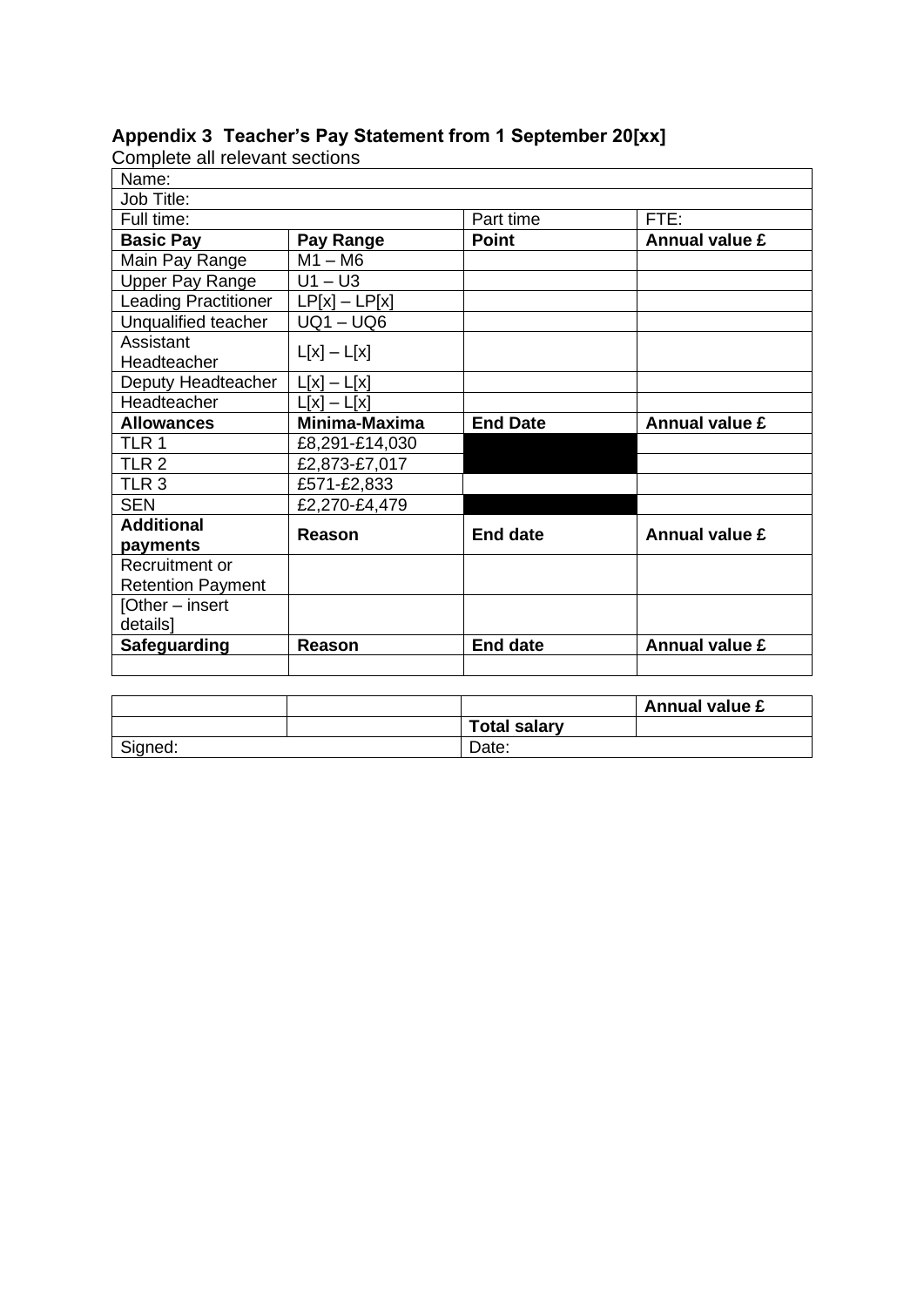**Appendix 3 Teacher's Pay Statement from 1 September 20[xx]**

Complete all relevant sections

| Name: | | | |
|---|---|---|---|
| Job Title: | | | |
| Full time: | | Part time | FTE: |
| **Basic Pay** | **Pay Range** | **Point** | **Annual value £** |
| Main Pay Range | M1 – M6 | | |
| Upper Pay Range | U1 – U3 | | |
| Leading Practitioner | LP[x] – LP[x] | | |
| Unqualified teacher | UQ1 – UQ6 | | |
| Assistant Headteacher | L[x] – L[x] | | |
| Deputy Headteacher | L[x] – L[x] | | |
| Headteacher | L[x] – L[x] | | |
| **Allowances** | **Minima-Maxima** | **End Date** | **Annual value £** |
| TLR 1 | £8,291-£14,030 | | |
| TLR 2 | £2,873-£7,017 | | |
| TLR 3 | £571-£2,833 | | |
| SEN | £2,270-£4,479 | | |
| **Additional payments** | **Reason** | **End date** | **Annual value £** |
| Recruitment or Retention Payment | | | |
| [Other – insert details] | | | |
| **Safeguarding** | **Reason** | **End date** | **Annual value £** |
| | | | |

| | | | **Annual value £** |
|---|---|---|---|
| | | **Total salary** | |
| Signed: | | Date: | |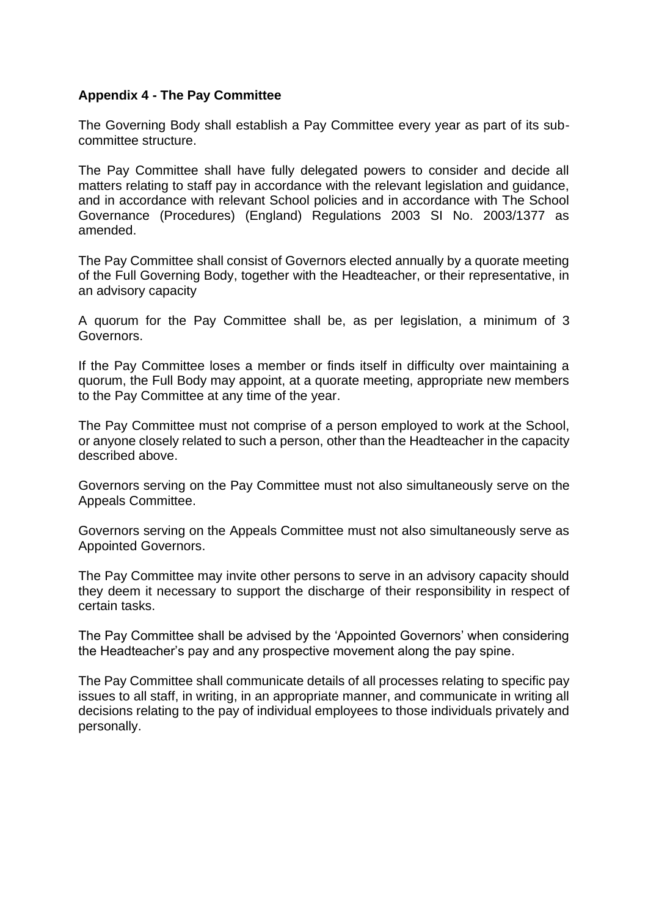## Appendix 4 - The Pay Committee

The Governing Body shall establish a Pay Committee every year as part of its sub-committee structure.

The Pay Committee shall have fully delegated powers to consider and decide all matters relating to staff pay in accordance with the relevant legislation and guidance, and in accordance with relevant School policies and in accordance with The School Governance (Procedures) (England) Regulations 2003 SI No. 2003/1377 as amended.

The Pay Committee shall consist of Governors elected annually by a quorate meeting of the Full Governing Body, together with the Headteacher, or their representative, in an advisory capacity

A quorum for the Pay Committee shall be, as per legislation, a minimum of 3 Governors.

If the Pay Committee loses a member or finds itself in difficulty over maintaining a quorum, the Full Body may appoint, at a quorate meeting, appropriate new members to the Pay Committee at any time of the year.

The Pay Committee must not comprise of a person employed to work at the School, or anyone closely related to such a person, other than the Headteacher in the capacity described above.

Governors serving on the Pay Committee must not also simultaneously serve on the Appeals Committee.

Governors serving on the Appeals Committee must not also simultaneously serve as Appointed Governors.

The Pay Committee may invite other persons to serve in an advisory capacity should they deem it necessary to support the discharge of their responsibility in respect of certain tasks.

The Pay Committee shall be advised by the 'Appointed Governors' when considering the Headteacher's pay and any prospective movement along the pay spine.

The Pay Committee shall communicate details of all processes relating to specific pay issues to all staff, in writing, in an appropriate manner, and communicate in writing all decisions relating to the pay of individual employees to those individuals privately and personally.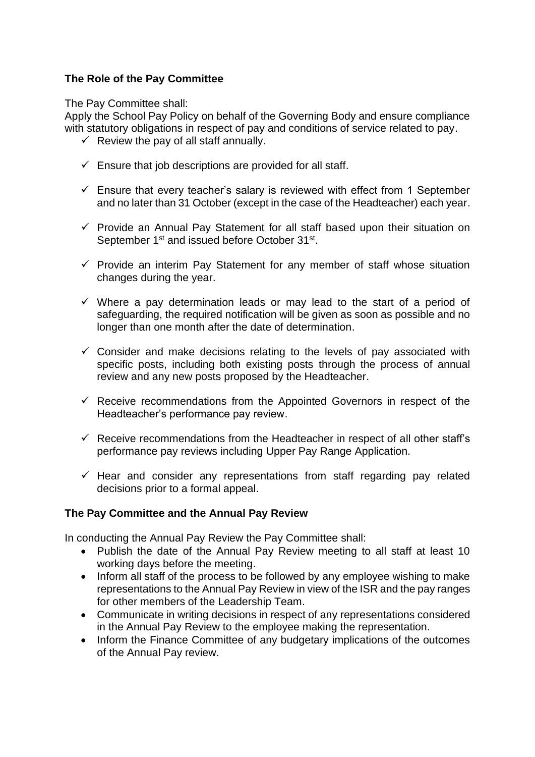### The Role of the Pay Committee

The Pay Committee shall:

Apply the School Pay Policy on behalf of the Governing Body and ensure compliance with statutory obligations in respect of pay and conditions of service related to pay.

- ✓ Review the pay of all staff annually.
- ✓ Ensure that job descriptions are provided for all staff.
- ✓ Ensure that every teacher's salary is reviewed with effect from 1 September and no later than 31 October (except in the case of the Headteacher) each year.
- ✓ Provide an Annual Pay Statement for all staff based upon their situation on September 1st and issued before October 31st.
- ✓ Provide an interim Pay Statement for any member of staff whose situation changes during the year.
- ✓ Where a pay determination leads or may lead to the start of a period of safeguarding, the required notification will be given as soon as possible and no longer than one month after the date of determination.
- ✓ Consider and make decisions relating to the levels of pay associated with specific posts, including both existing posts through the process of annual review and any new posts proposed by the Headteacher.
- ✓ Receive recommendations from the Appointed Governors in respect of the Headteacher's performance pay review.
- ✓ Receive recommendations from the Headteacher in respect of all other staff's performance pay reviews including Upper Pay Range Application.
- ✓ Hear and consider any representations from staff regarding pay related decisions prior to a formal appeal.

### The Pay Committee and the Annual Pay Review

In conducting the Annual Pay Review the Pay Committee shall:

- Publish the date of the Annual Pay Review meeting to all staff at least 10 working days before the meeting.
- Inform all staff of the process to be followed by any employee wishing to make representations to the Annual Pay Review in view of the ISR and the pay ranges for other members of the Leadership Team.
- Communicate in writing decisions in respect of any representations considered in the Annual Pay Review to the employee making the representation.
- Inform the Finance Committee of any budgetary implications of the outcomes of the Annual Pay review.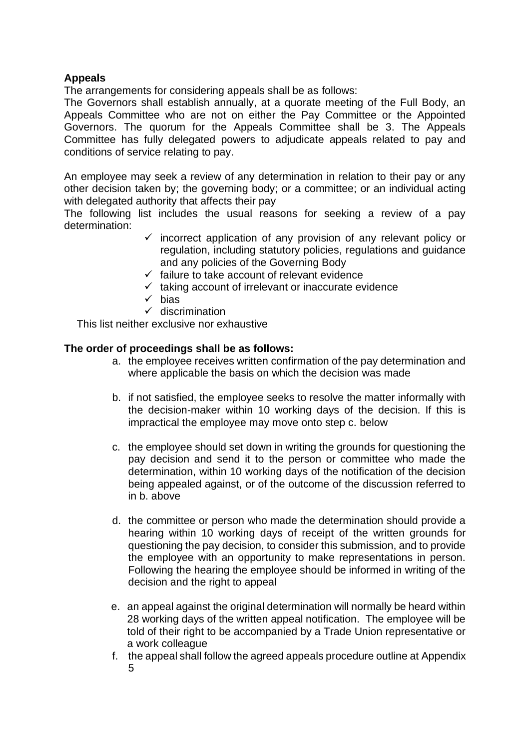**Appeals**

The arrangements for considering appeals shall be as follows:

The Governors shall establish annually, at a quorate meeting of the Full Body, an Appeals Committee who are not on either the Pay Committee or the Appointed Governors. The quorum for the Appeals Committee shall be 3. The Appeals Committee has fully delegated powers to adjudicate appeals related to pay and conditions of service relating to pay.

An employee may seek a review of any determination in relation to their pay or any other decision taken by; the governing body; or a committee; or an individual acting with delegated authority that affects their pay

The following list includes the usual reasons for seeking a review of a pay determination:

- ✓ incorrect application of any provision of any relevant policy or regulation, including statutory policies, regulations and guidance and any policies of the Governing Body
- ✓ failure to take account of relevant evidence
- ✓ taking account of irrelevant or inaccurate evidence
- ✓ bias
- ✓ discrimination

This list neither exclusive nor exhaustive

**The order of proceedings shall be as follows:**

a. the employee receives written confirmation of the pay determination and where applicable the basis on which the decision was made

b. if not satisfied, the employee seeks to resolve the matter informally with the decision-maker within 10 working days of the decision. If this is impractical the employee may move onto step c. below

c. the employee should set down in writing the grounds for questioning the pay decision and send it to the person or committee who made the determination, within 10 working days of the notification of the decision being appealed against, or of the outcome of the discussion referred to in b. above

d. the committee or person who made the determination should provide a hearing within 10 working days of receipt of the written grounds for questioning the pay decision, to consider this submission, and to provide the employee with an opportunity to make representations in person. Following the hearing the employee should be informed in writing of the decision and the right to appeal

e. an appeal against the original determination will normally be heard within 28 working days of the written appeal notification. The employee will be told of their right to be accompanied by a Trade Union representative or a work colleague

f. the appeal shall follow the agreed appeals procedure outline at Appendix 5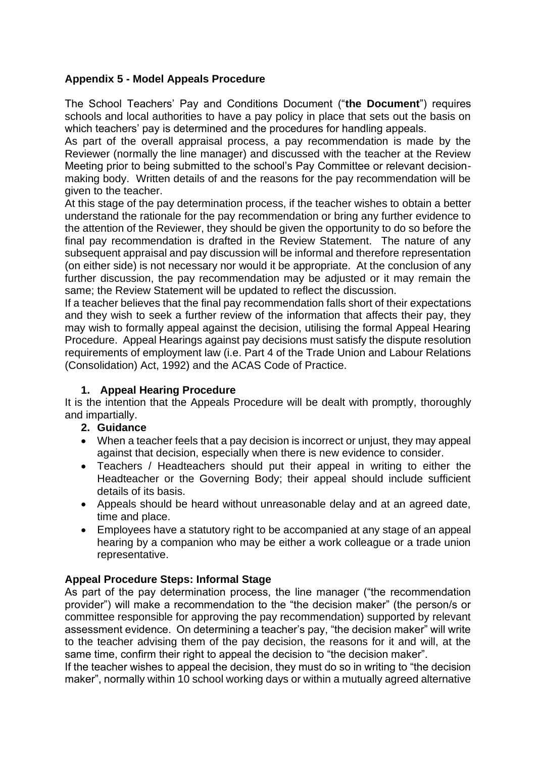## Appendix 5 - Model Appeals Procedure

The School Teachers' Pay and Conditions Document ("**the Document**") requires schools and local authorities to have a pay policy in place that sets out the basis on which teachers' pay is determined and the procedures for handling appeals.

As part of the overall appraisal process, a pay recommendation is made by the Reviewer (normally the line manager) and discussed with the teacher at the Review Meeting prior to being submitted to the school's Pay Committee or relevant decision-making body. Written details of and the reasons for the pay recommendation will be given to the teacher.

At this stage of the pay determination process, if the teacher wishes to obtain a better understand the rationale for the pay recommendation or bring any further evidence to the attention of the Reviewer, they should be given the opportunity to do so before the final pay recommendation is drafted in the Review Statement. The nature of any subsequent appraisal and pay discussion will be informal and therefore representation (on either side) is not necessary nor would it be appropriate. At the conclusion of any further discussion, the pay recommendation may be adjusted or it may remain the same; the Review Statement will be updated to reflect the discussion.

If a teacher believes that the final pay recommendation falls short of their expectations and they wish to seek a further review of the information that affects their pay, they may wish to formally appeal against the decision, utilising the formal Appeal Hearing Procedure. Appeal Hearings against pay decisions must satisfy the dispute resolution requirements of employment law (i.e. Part 4 of the Trade Union and Labour Relations (Consolidation) Act, 1992) and the ACAS Code of Practice.

### 1. Appeal Hearing Procedure

It is the intention that the Appeals Procedure will be dealt with promptly, thoroughly and impartially.

### 2. Guidance

- When a teacher feels that a pay decision is incorrect or unjust, they may appeal against that decision, especially when there is new evidence to consider.
- Teachers / Headteachers should put their appeal in writing to either the Headteacher or the Governing Body; their appeal should include sufficient details of its basis.
- Appeals should be heard without unreasonable delay and at an agreed date, time and place.
- Employees have a statutory right to be accompanied at any stage of an appeal hearing by a companion who may be either a work colleague or a trade union representative.

### Appeal Procedure Steps: Informal Stage

As part of the pay determination process, the line manager ("the recommendation provider") will make a recommendation to the "the decision maker" (the person/s or committee responsible for approving the pay recommendation) supported by relevant assessment evidence. On determining a teacher's pay, "the decision maker" will write to the teacher advising them of the pay decision, the reasons for it and will, at the same time, confirm their right to appeal the decision to "the decision maker".

If the teacher wishes to appeal the decision, they must do so in writing to "the decision maker", normally within 10 school working days or within a mutually agreed alternative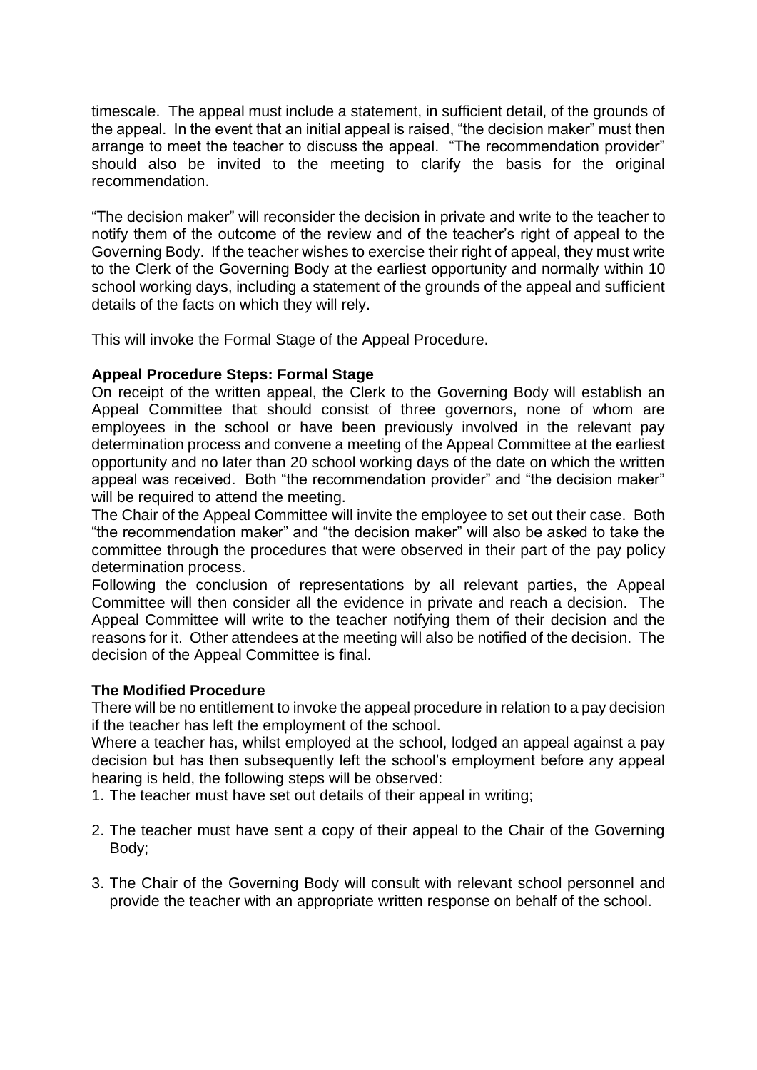timescale. The appeal must include a statement, in sufficient detail, of the grounds of the appeal. In the event that an initial appeal is raised, "the decision maker" must then arrange to meet the teacher to discuss the appeal. "The recommendation provider" should also be invited to the meeting to clarify the basis for the original recommendation.

"The decision maker" will reconsider the decision in private and write to the teacher to notify them of the outcome of the review and of the teacher's right of appeal to the Governing Body. If the teacher wishes to exercise their right of appeal, they must write to the Clerk of the Governing Body at the earliest opportunity and normally within 10 school working days, including a statement of the grounds of the appeal and sufficient details of the facts on which they will rely.

This will invoke the Formal Stage of the Appeal Procedure.

**Appeal Procedure Steps: Formal Stage**

On receipt of the written appeal, the Clerk to the Governing Body will establish an Appeal Committee that should consist of three governors, none of whom are employees in the school or have been previously involved in the relevant pay determination process and convene a meeting of the Appeal Committee at the earliest opportunity and no later than 20 school working days of the date on which the written appeal was received. Both "the recommendation provider" and "the decision maker" will be required to attend the meeting.

The Chair of the Appeal Committee will invite the employee to set out their case. Both "the recommendation maker" and "the decision maker" will also be asked to take the committee through the procedures that were observed in their part of the pay policy determination process.

Following the conclusion of representations by all relevant parties, the Appeal Committee will then consider all the evidence in private and reach a decision. The Appeal Committee will write to the teacher notifying them of their decision and the reasons for it. Other attendees at the meeting will also be notified of the decision. The decision of the Appeal Committee is final.

**The Modified Procedure**

There will be no entitlement to invoke the appeal procedure in relation to a pay decision if the teacher has left the employment of the school.

Where a teacher has, whilst employed at the school, lodged an appeal against a pay decision but has then subsequently left the school's employment before any appeal hearing is held, the following steps will be observed:

1. The teacher must have set out details of their appeal in writing;
2. The teacher must have sent a copy of their appeal to the Chair of the Governing Body;
3. The Chair of the Governing Body will consult with relevant school personnel and provide the teacher with an appropriate written response on behalf of the school.